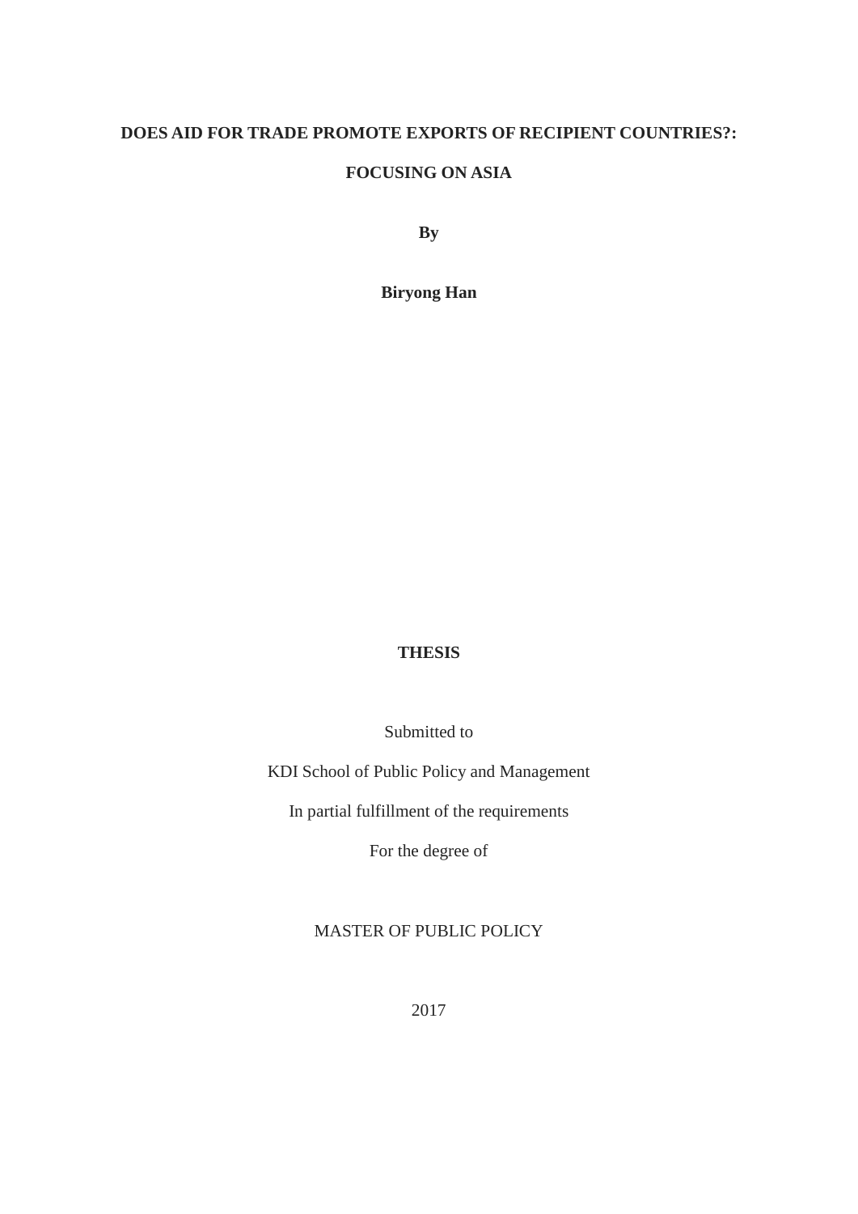# DOES AID FOR TRADE PROMOTE EXPORTS OF RECIPIENT COUNTRIES?:

# FOCUSING ON ASIA

**By**

**Biryong Han**

**THESIS**

Submitted to

KDI School of Public Policy and Management

In partial fulfillment of the requirements

For the degree of

MASTER OF PUBLIC POLICY

2017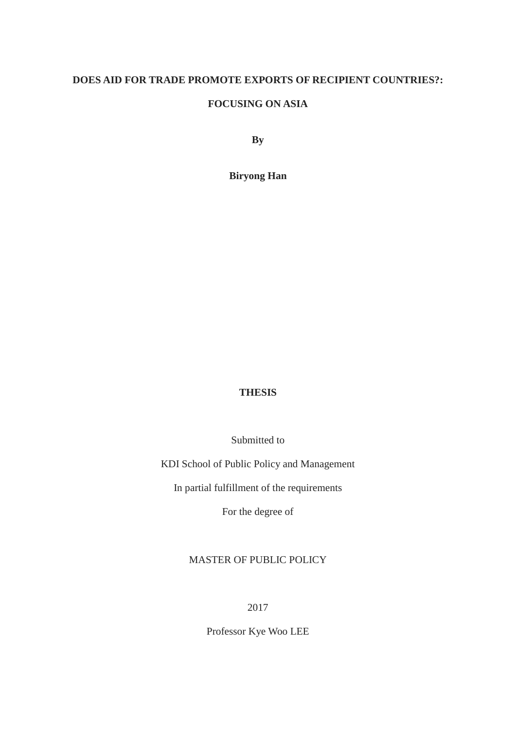**DOES AID FOR TRADE PROMOTE EXPORTS OF RECIPIENT COUNTRIES?:**

**FOCUSING ON ASIA**

**By**

**Biryong Han**

**THESIS**

Submitted to

KDI School of Public Policy and Management

In partial fulfillment of the requirements

For the degree of

MASTER OF PUBLIC POLICY

2017

Professor Kye Woo LEE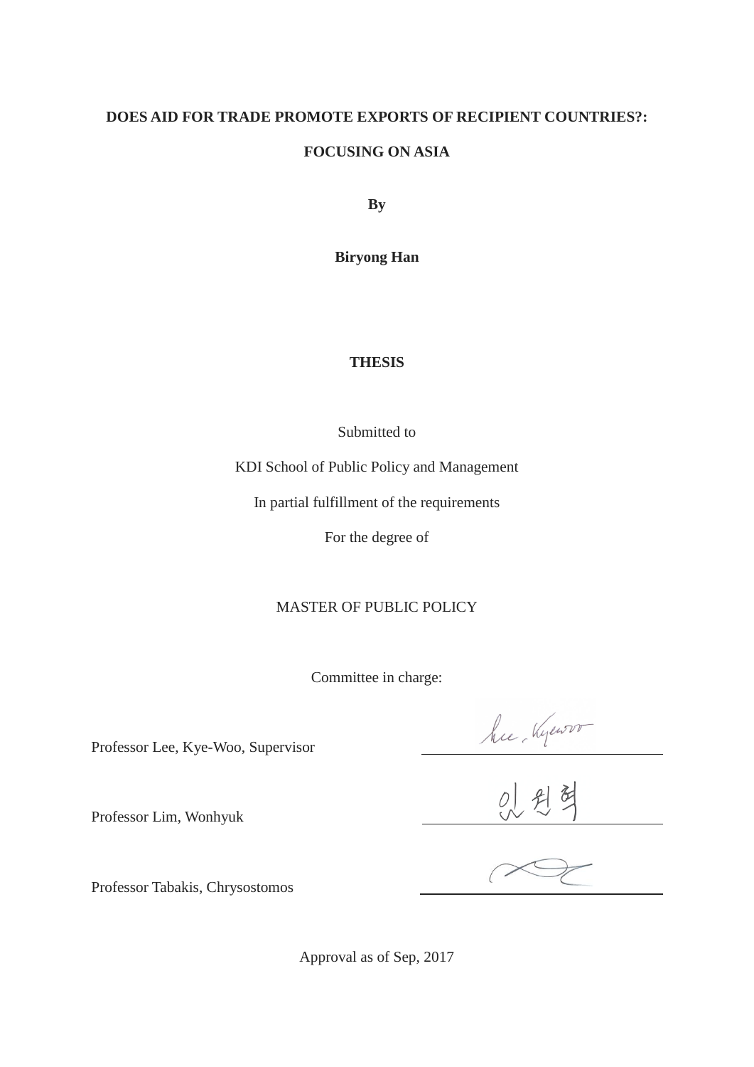**DOES AID FOR TRADE PROMOTE EXPORTS OF RECIPIENT COUNTRIES?:**

**FOCUSING ON ASIA**

**By**

**Biryong Han**

**THESIS**

Submitted to

KDI School of Public Policy and Management

In partial fulfillment of the requirements

For the degree of

MASTER OF PUBLIC POLICY

Committee in charge:

Professor Lee, Kye-Woo, Supervisor

Professor Lim, Wonhyuk

Professor Tabakis, Chrysostomos

Approval as of Sep, 2017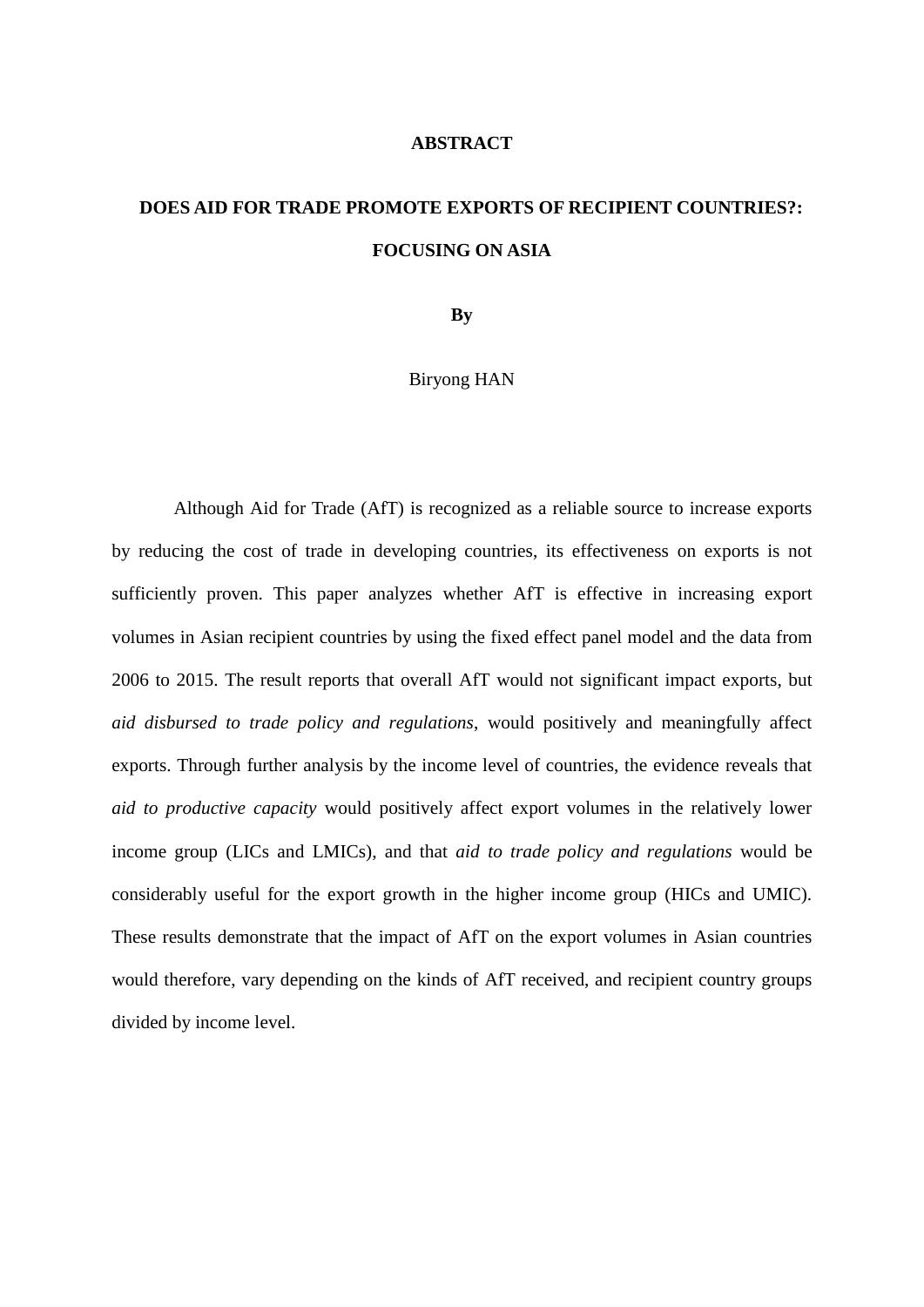# ABSTRACT

## DOES AID FOR TRADE PROMOTE EXPORTS OF RECIPIENT COUNTRIES?: FOCUSING ON ASIA

**By**

Biryong HAN

Although Aid for Trade (AfT) is recognized as a reliable source to increase exports by reducing the cost of trade in developing countries, its effectiveness on exports is not sufficiently proven. This paper analyzes whether AfT is effective in increasing export volumes in Asian recipient countries by using the fixed effect panel model and the data from 2006 to 2015. The result reports that overall AfT would not significant impact exports, but *aid disbursed to trade policy and regulations*, would positively and meaningfully affect exports. Through further analysis by the income level of countries, the evidence reveals that *aid to productive capacity* would positively affect export volumes in the relatively lower income group (LICs and LMICs), and that *aid to trade policy and regulations* would be considerably useful for the export growth in the higher income group (HICs and UMIC). These results demonstrate that the impact of AfT on the export volumes in Asian countries would therefore, vary depending on the kinds of AfT received, and recipient country groups divided by income level.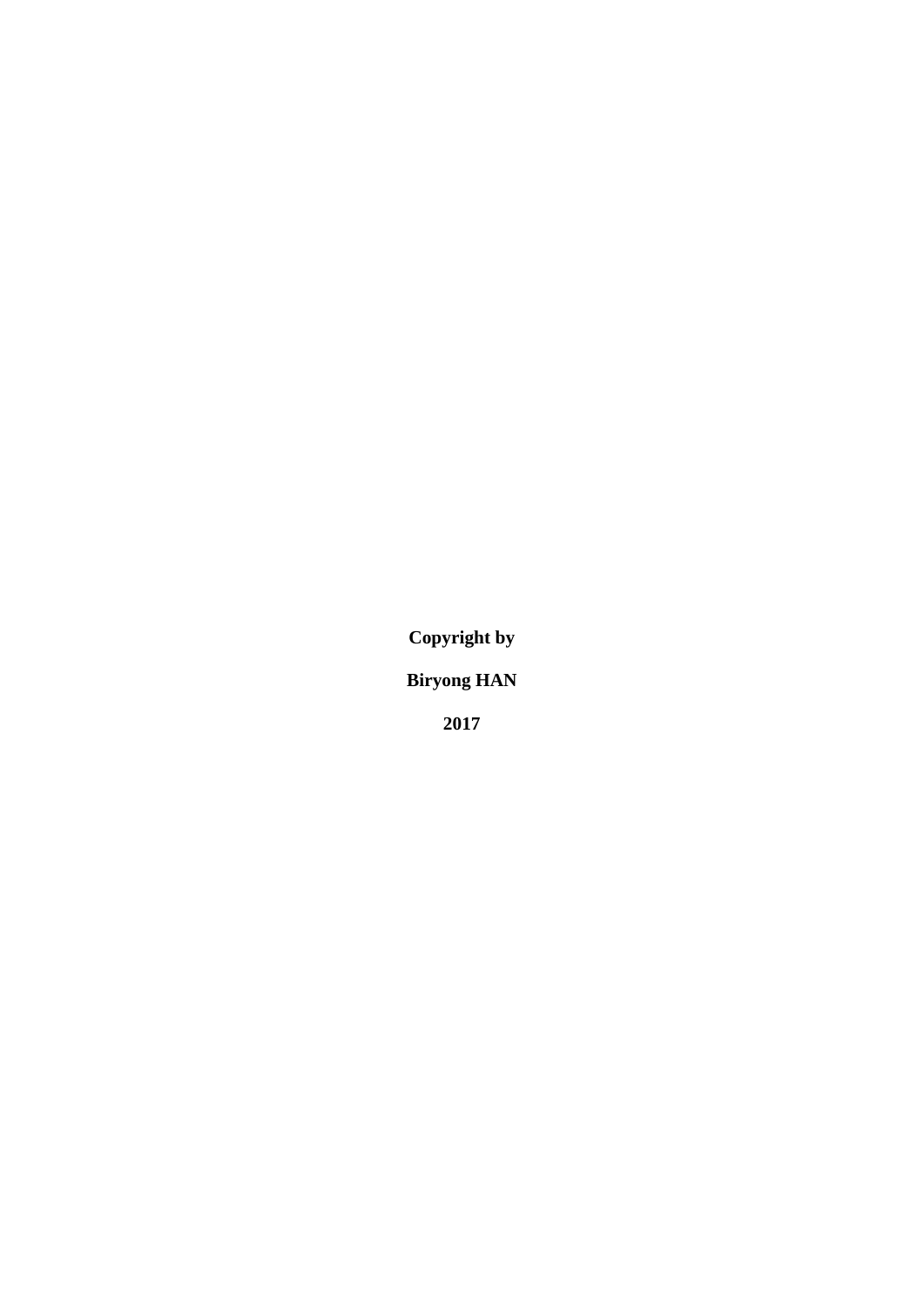**Copyright by**

**Biryong HAN**

**2017**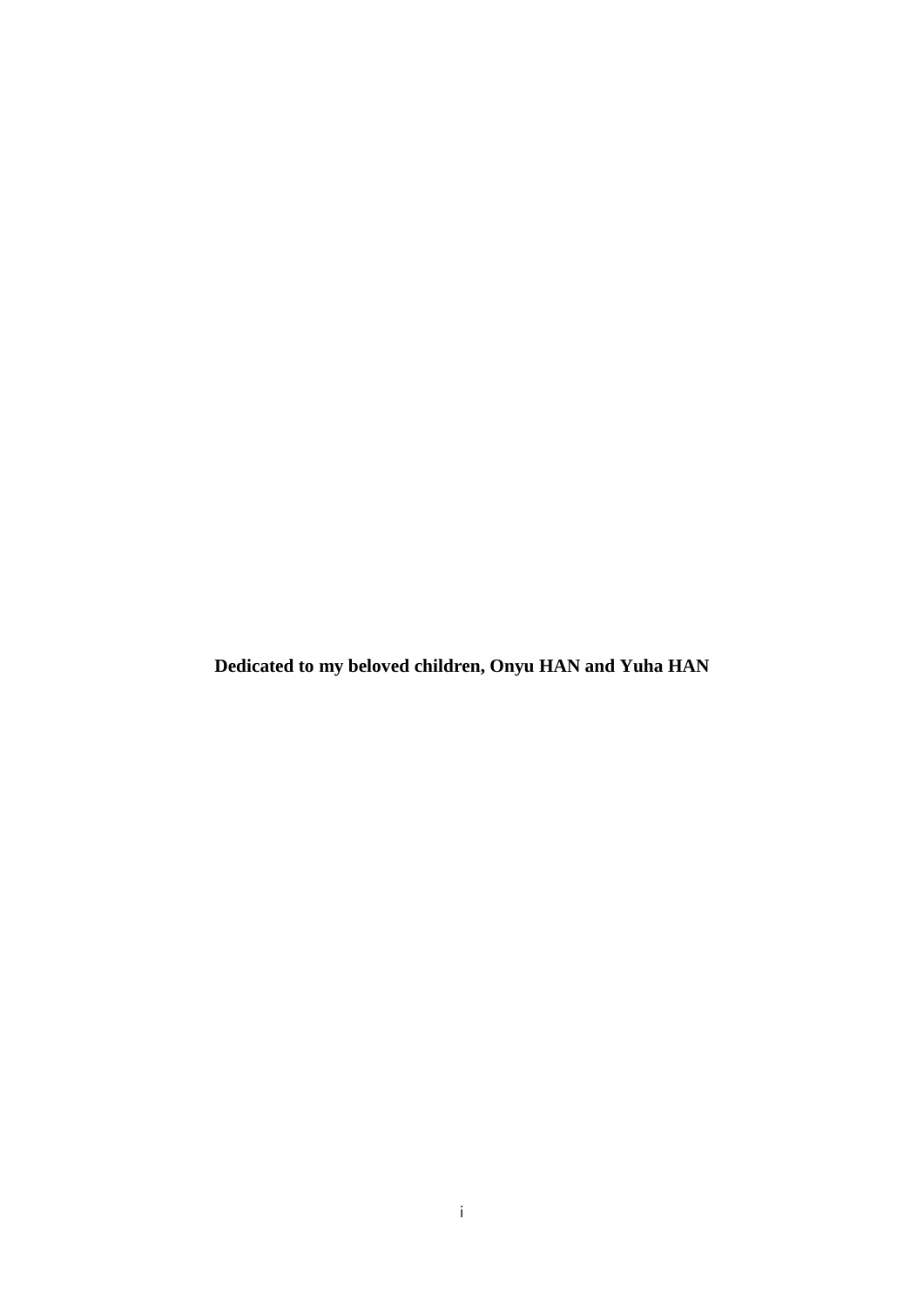**Dedicated to my beloved children, Onyu HAN and Yuha HAN**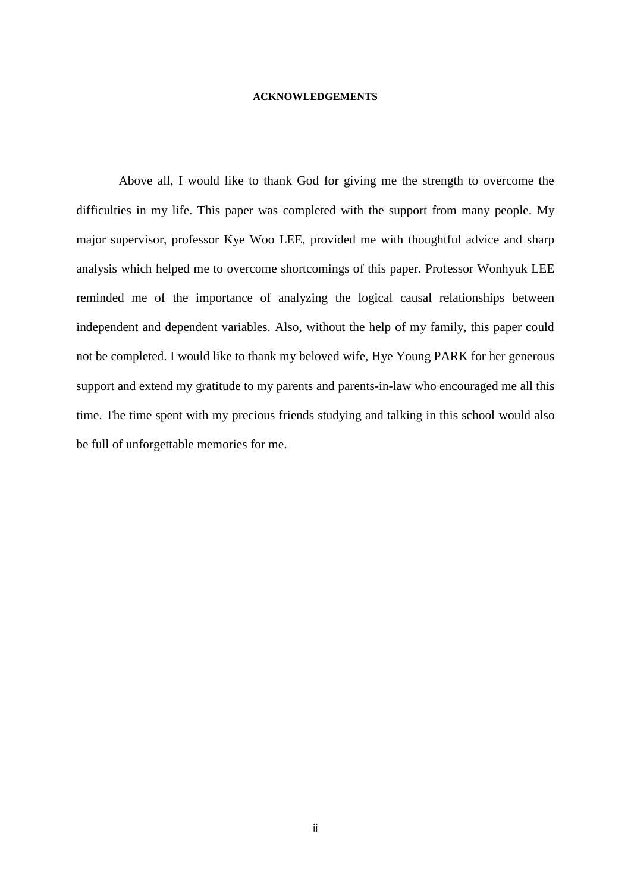#### ACKNOWLEDGEMENTS

Above all, I would like to thank God for giving me the strength to overcome the difficulties in my life. This paper was completed with the support from many people. My major supervisor, professor Kye Woo LEE, provided me with thoughtful advice and sharp analysis which helped me to overcome shortcomings of this paper. Professor Wonhyuk LEE reminded me of the importance of analyzing the logical causal relationships between independent and dependent variables. Also, without the help of my family, this paper could not be completed. I would like to thank my beloved wife, Hye Young PARK for her generous support and extend my gratitude to my parents and parents-in-law who encouraged me all this time. The time spent with my precious friends studying and talking in this school would also be full of unforgettable memories for me.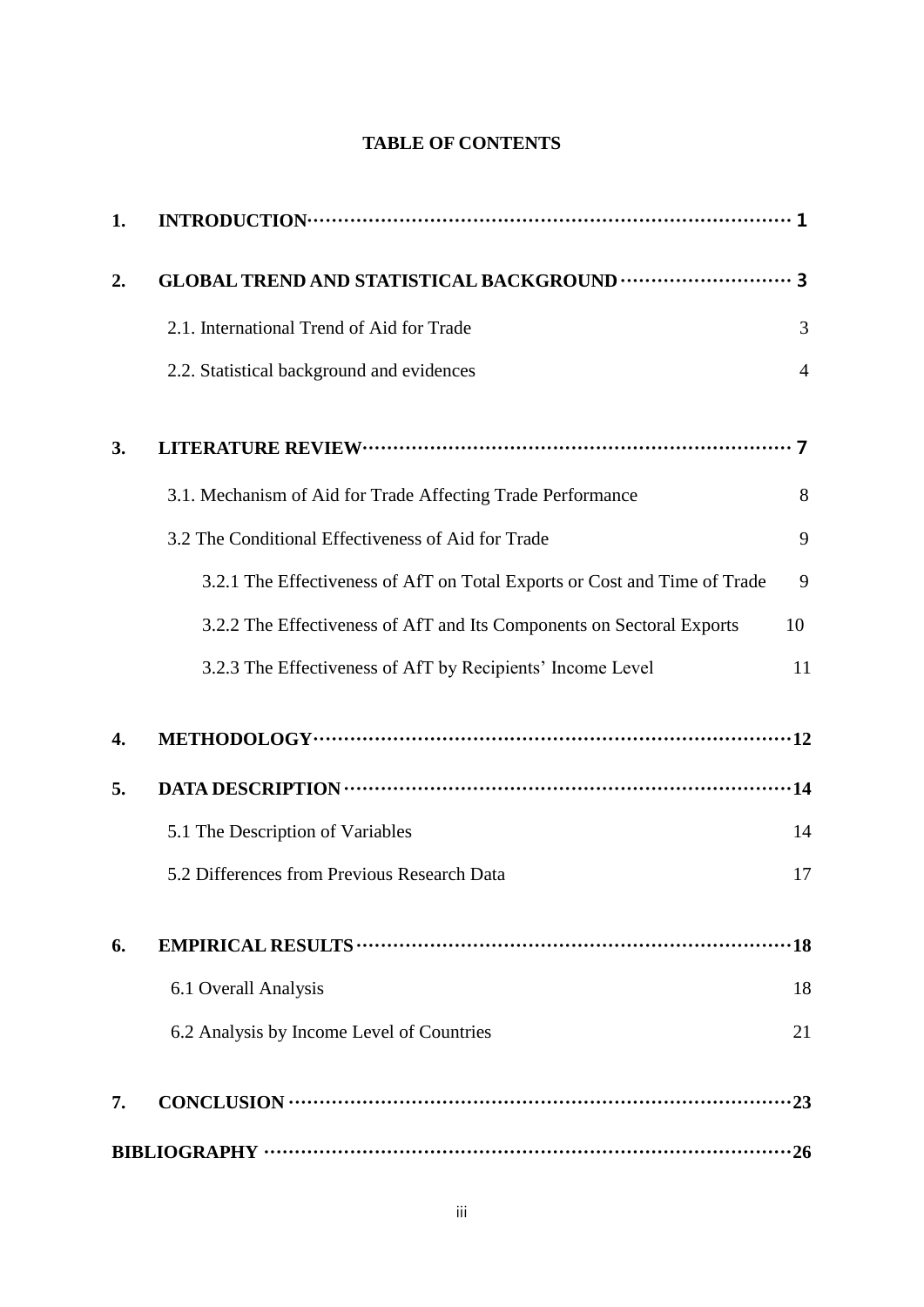**TABLE OF CONTENTS**

1. **INTRODUCTION** ........................................................................ **1**
2. **GLOBAL TREND AND STATISTICAL BACKGROUND** ........................ **3**
    - 2.1. International Trend of Aid for Trade ........ 3
    - 2.2. Statistical background and evidences ........ 4
3. **LITERATURE REVIEW** ................................................................ **7**
    - 3.1. Mechanism of Aid for Trade Affecting Trade Performance ........ 8
    - 3.2 The Conditional Effectiveness of Aid for Trade ........ 9
        - 3.2.1 The Effectiveness of AfT on Total Exports or Cost and Time of Trade ........ 9
        - 3.2.2 The Effectiveness of AfT and Its Components on Sectoral Exports ........ 10
        - 3.2.3 The Effectiveness of AfT by Recipients' Income Level ........ 11
4. **METHODOLOGY** ......................................................................... **12**
5. **DATA DESCRIPTION** ................................................................... **14**
    - 5.1 The Description of Variables ........ 14
    - 5.2 Differences from Previous Research Data ........ 17
6. **EMPIRICAL RESULTS** .................................................................. **18**
    - 6.1 Overall Analysis ........ 18
    - 6.2 Analysis by Income Level of Countries ........ 21
7. **CONCLUSION** ............................................................................. **23**

**BIBLIOGRAPHY** ............................................................................... **26**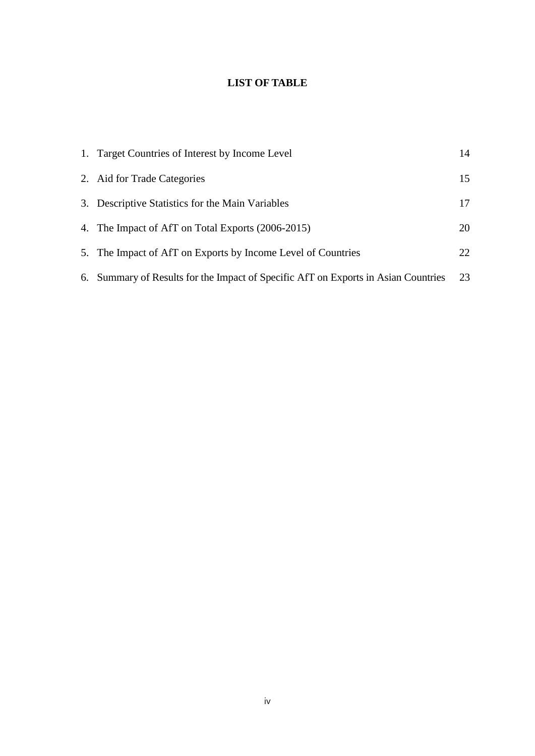# LIST OF TABLE

1. Target Countries of Interest by Income Level 14
2. Aid for Trade Categories 15
3. Descriptive Statistics for the Main Variables 17
4. The Impact of AfT on Total Exports (2006-2015) 20
5. The Impact of AfT on Exports by Income Level of Countries 22
6. Summary of Results for the Impact of Specific AfT on Exports in Asian Countries 23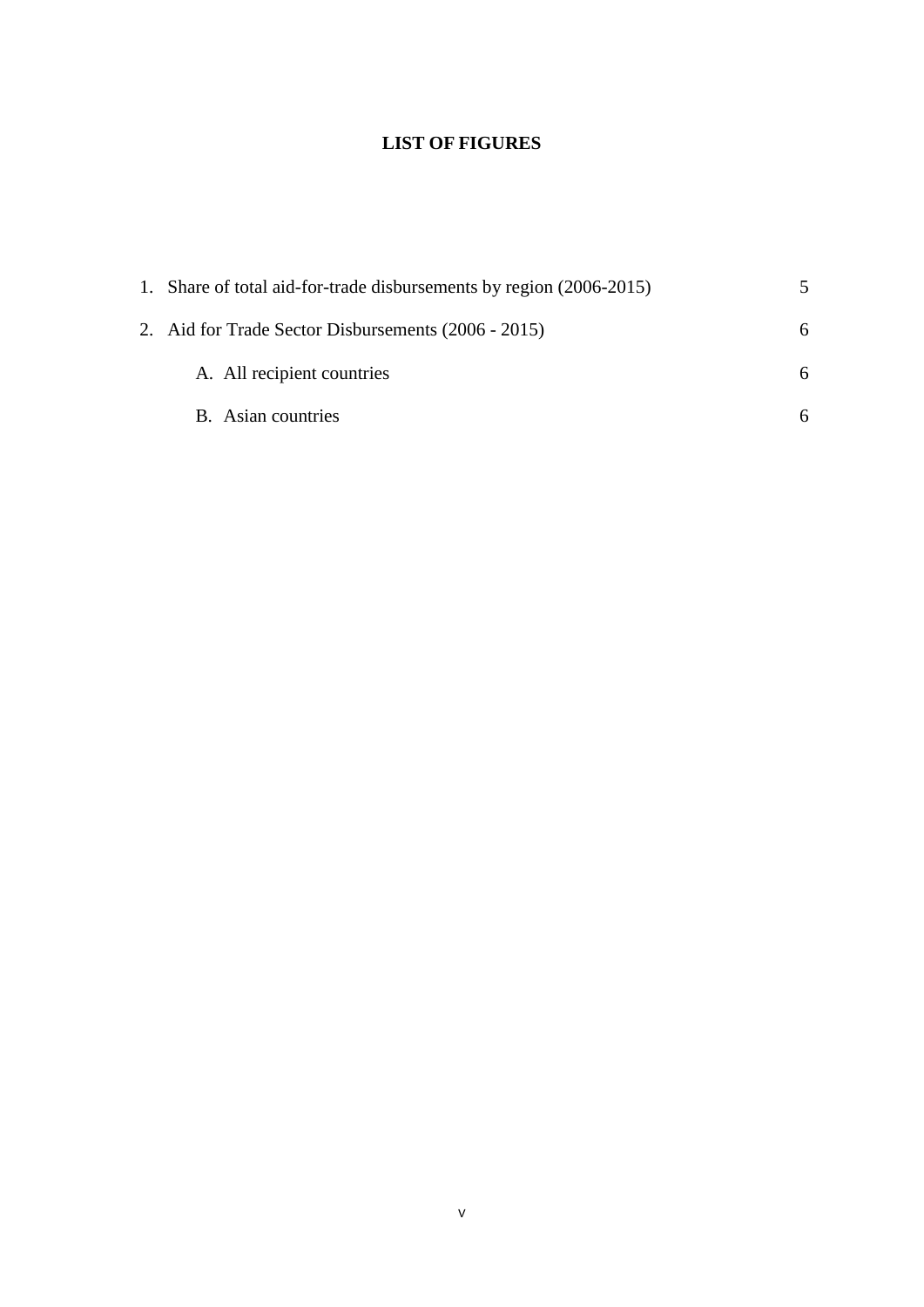# LIST OF FIGURES

1. Share of total aid-for-trade disbursements by region (2006-2015) 5
2. Aid for Trade Sector Disbursements (2006 - 2015) 6
   - A. All recipient countries 6
   - B. Asian countries 6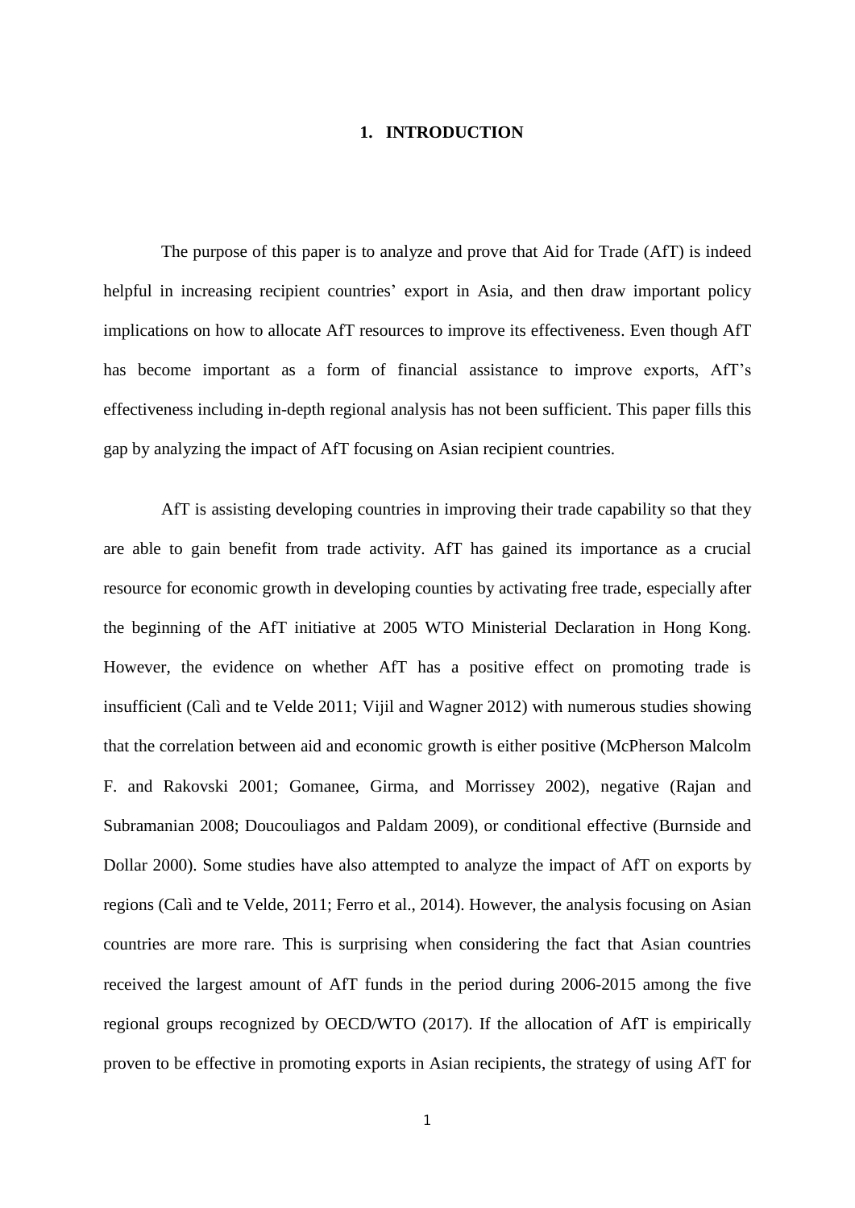# 1. INTRODUCTION

The purpose of this paper is to analyze and prove that Aid for Trade (AfT) is indeed helpful in increasing recipient countries' export in Asia, and then draw important policy implications on how to allocate AfT resources to improve its effectiveness. Even though AfT has become important as a form of financial assistance to improve exports, AfT's effectiveness including in-depth regional analysis has not been sufficient. This paper fills this gap by analyzing the impact of AfT focusing on Asian recipient countries.

AfT is assisting developing countries in improving their trade capability so that they are able to gain benefit from trade activity. AfT has gained its importance as a crucial resource for economic growth in developing counties by activating free trade, especially after the beginning of the AfT initiative at 2005 WTO Ministerial Declaration in Hong Kong. However, the evidence on whether AfT has a positive effect on promoting trade is insufficient (Calì and te Velde 2011; Vijil and Wagner 2012) with numerous studies showing that the correlation between aid and economic growth is either positive (McPherson Malcolm F. and Rakovski 2001; Gomanee, Girma, and Morrissey 2002), negative (Rajan and Subramanian 2008; Doucouliagos and Paldam 2009), or conditional effective (Burnside and Dollar 2000). Some studies have also attempted to analyze the impact of AfT on exports by regions (Calì and te Velde, 2011; Ferro et al., 2014). However, the analysis focusing on Asian countries are more rare. This is surprising when considering the fact that Asian countries received the largest amount of AfT funds in the period during 2006-2015 among the five regional groups recognized by OECD/WTO (2017). If the allocation of AfT is empirically proven to be effective in promoting exports in Asian recipients, the strategy of using AfT for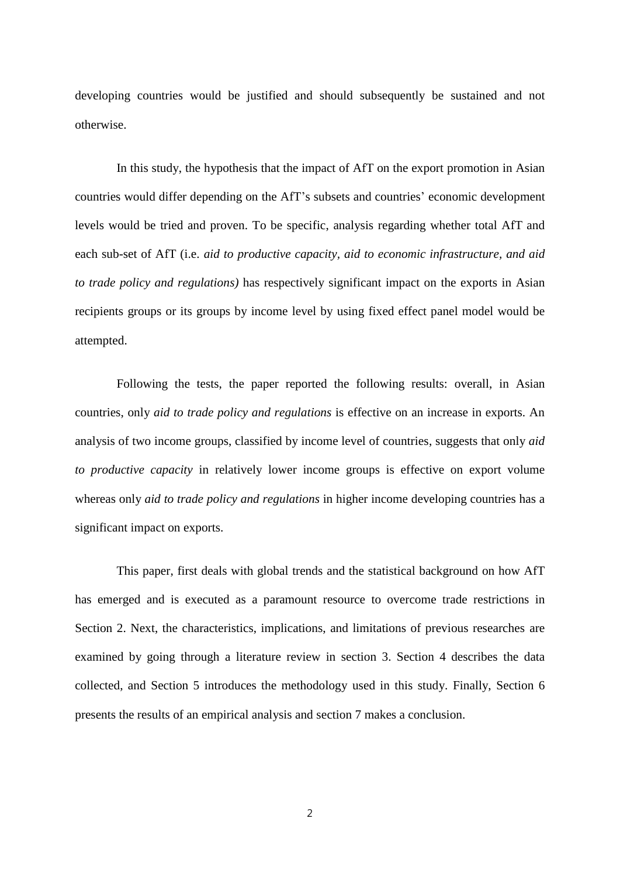developing countries would be justified and should subsequently be sustained and not otherwise.

In this study, the hypothesis that the impact of AfT on the export promotion in Asian countries would differ depending on the AfT's subsets and countries' economic development levels would be tried and proven. To be specific, analysis regarding whether total AfT and each sub-set of AfT (i.e. *aid to productive capacity, aid to economic infrastructure, and aid to trade policy and regulations)* has respectively significant impact on the exports in Asian recipients groups or its groups by income level by using fixed effect panel model would be attempted.

Following the tests, the paper reported the following results: overall, in Asian countries, only *aid to trade policy and regulations* is effective on an increase in exports. An analysis of two income groups, classified by income level of countries, suggests that only *aid to productive capacity* in relatively lower income groups is effective on export volume whereas only *aid to trade policy and regulations* in higher income developing countries has a significant impact on exports.

This paper, first deals with global trends and the statistical background on how AfT has emerged and is executed as a paramount resource to overcome trade restrictions in Section 2. Next, the characteristics, implications, and limitations of previous researches are examined by going through a literature review in section 3. Section 4 describes the data collected, and Section 5 introduces the methodology used in this study. Finally, Section 6 presents the results of an empirical analysis and section 7 makes a conclusion.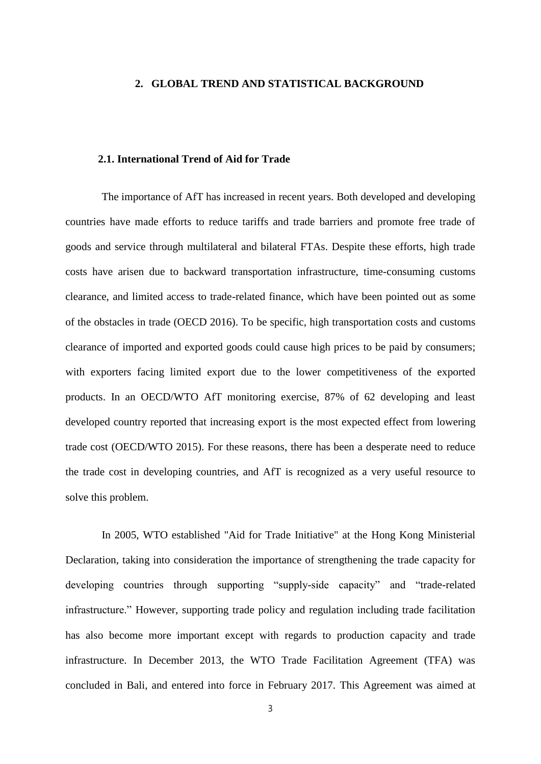## 2. GLOBAL TREND AND STATISTICAL BACKGROUND

### 2.1. International Trend of Aid for Trade

The importance of AfT has increased in recent years. Both developed and developing countries have made efforts to reduce tariffs and trade barriers and promote free trade of goods and service through multilateral and bilateral FTAs. Despite these efforts, high trade costs have arisen due to backward transportation infrastructure, time-consuming customs clearance, and limited access to trade-related finance, which have been pointed out as some of the obstacles in trade (OECD 2016). To be specific, high transportation costs and customs clearance of imported and exported goods could cause high prices to be paid by consumers; with exporters facing limited export due to the lower competitiveness of the exported products. In an OECD/WTO AfT monitoring exercise, 87% of 62 developing and least developed country reported that increasing export is the most expected effect from lowering trade cost (OECD/WTO 2015). For these reasons, there has been a desperate need to reduce the trade cost in developing countries, and AfT is recognized as a very useful resource to solve this problem.

In 2005, WTO established "Aid for Trade Initiative" at the Hong Kong Ministerial Declaration, taking into consideration the importance of strengthening the trade capacity for developing countries through supporting "supply-side capacity" and "trade-related infrastructure." However, supporting trade policy and regulation including trade facilitation has also become more important except with regards to production capacity and trade infrastructure. In December 2013, the WTO Trade Facilitation Agreement (TFA) was concluded in Bali, and entered into force in February 2017. This Agreement was aimed at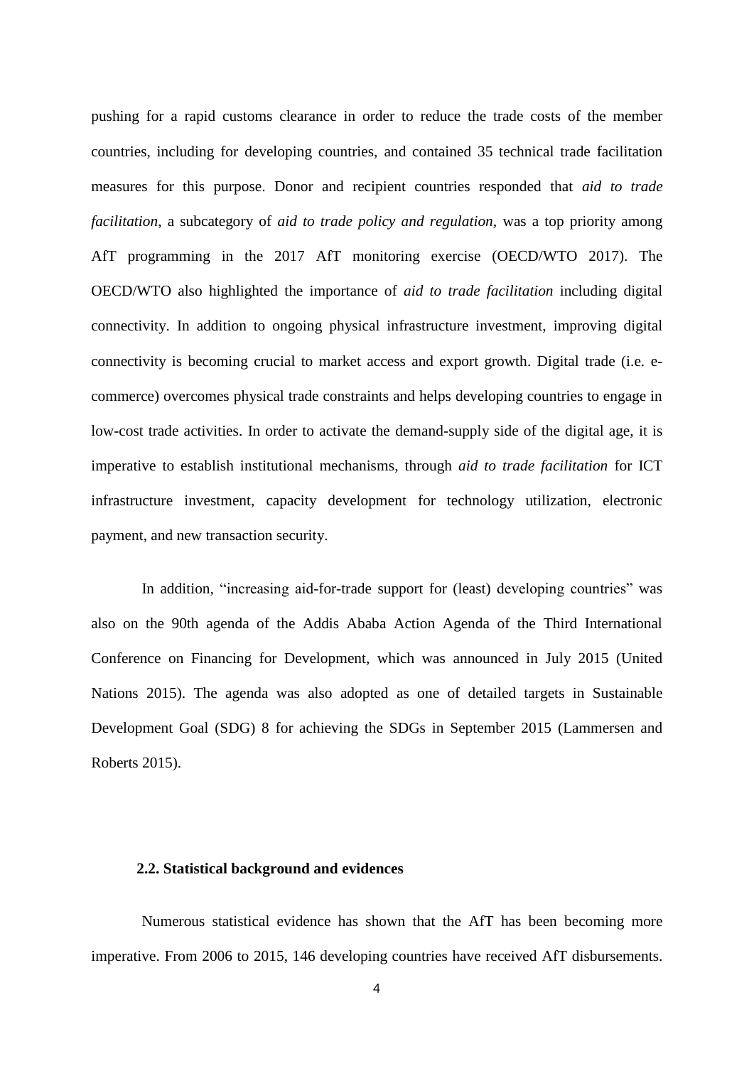pushing for a rapid customs clearance in order to reduce the trade costs of the member countries, including for developing countries, and contained 35 technical trade facilitation measures for this purpose. Donor and recipient countries responded that *aid to trade facilitation*, a subcategory of *aid to trade policy and regulation*, was a top priority among AfT programming in the 2017 AfT monitoring exercise (OECD/WTO 2017). The OECD/WTO also highlighted the importance of *aid to trade facilitation* including digital connectivity. In addition to ongoing physical infrastructure investment, improving digital connectivity is becoming crucial to market access and export growth. Digital trade (i.e. e-commerce) overcomes physical trade constraints and helps developing countries to engage in low-cost trade activities. In order to activate the demand-supply side of the digital age, it is imperative to establish institutional mechanisms, through *aid to trade facilitation* for ICT infrastructure investment, capacity development for technology utilization, electronic payment, and new transaction security.

In addition, "increasing aid-for-trade support for (least) developing countries" was also on the 90th agenda of the Addis Ababa Action Agenda of the Third International Conference on Financing for Development, which was announced in July 2015 (United Nations 2015). The agenda was also adopted as one of detailed targets in Sustainable Development Goal (SDG) 8 for achieving the SDGs in September 2015 (Lammersen and Roberts 2015).

### 2.2. Statistical background and evidences

Numerous statistical evidence has shown that the AfT has been becoming more imperative. From 2006 to 2015, 146 developing countries have received AfT disbursements.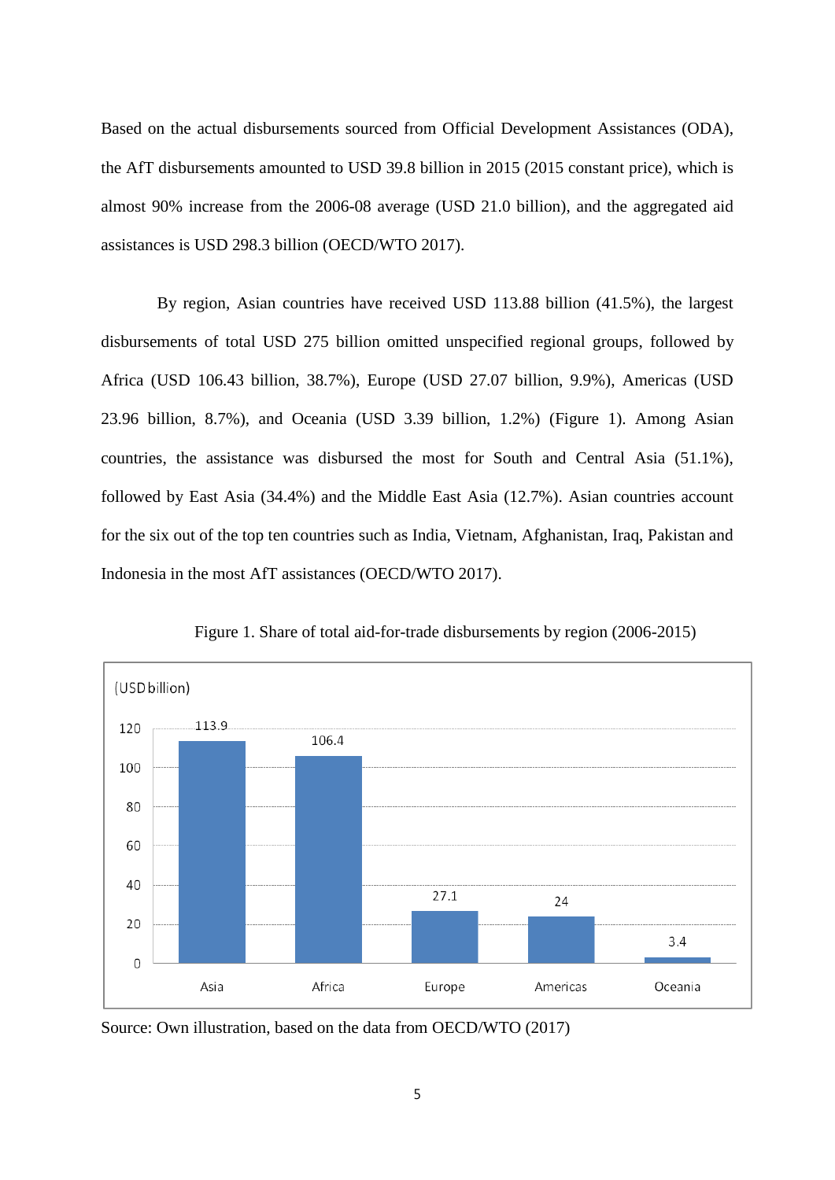Based on the actual disbursements sourced from Official Development Assistances (ODA), the AfT disbursements amounted to USD 39.8 billion in 2015 (2015 constant price), which is almost 90% increase from the 2006-08 average (USD 21.0 billion), and the aggregated aid assistances is USD 298.3 billion (OECD/WTO 2017).

By region, Asian countries have received USD 113.88 billion (41.5%), the largest disbursements of total USD 275 billion omitted unspecified regional groups, followed by Africa (USD 106.43 billion, 38.7%), Europe (USD 27.07 billion, 9.9%), Americas (USD 23.96 billion, 8.7%), and Oceania (USD 3.39 billion, 1.2%) (Figure 1). Among Asian countries, the assistance was disbursed the most for South and Central Asia (51.1%), followed by East Asia (34.4%) and the Middle East Asia (12.7%). Asian countries account for the six out of the top ten countries such as India, Vietnam, Afghanistan, Iraq, Pakistan and Indonesia in the most AfT assistances (OECD/WTO 2017).

Figure 1. Share of total aid-for-trade disbursements by region (2006-2015)

(USD billion)

| Region | Value |
|---|---|
| Asia | 113.9 |
| Africa | 106.4 |
| Europe | 27.1 |
| Americas | 24 |
| Oceania | 3.4 |

Source: Own illustration, based on the data from OECD/WTO (2017)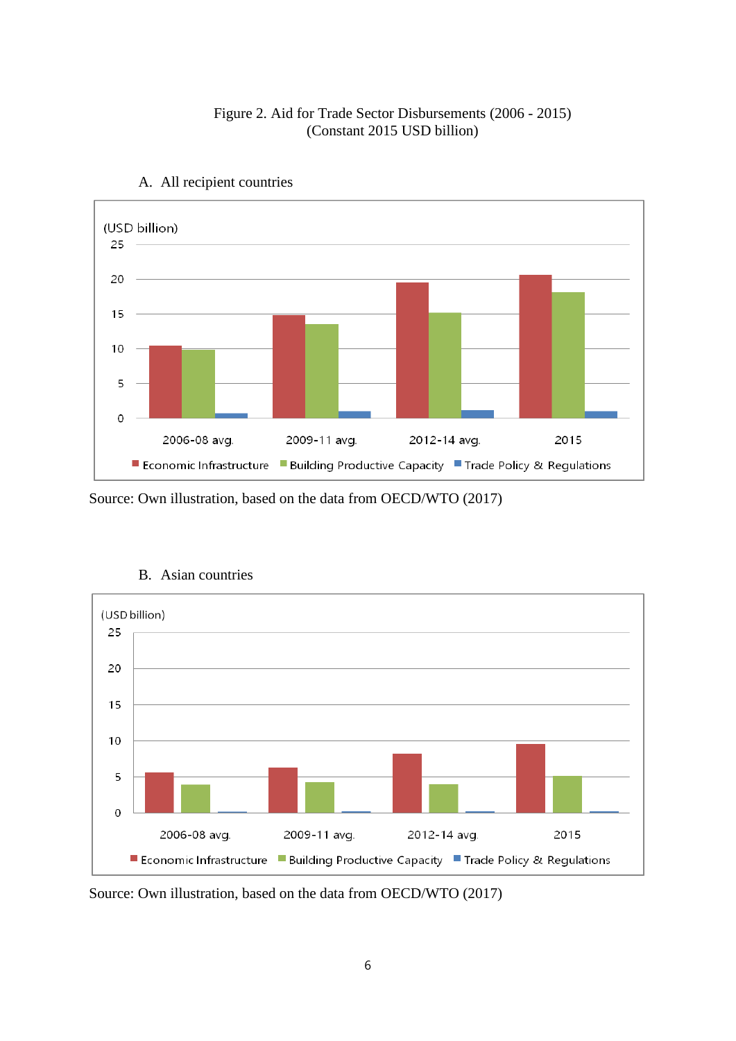Figure 2. Aid for Trade Sector Disbursements (2006 - 2015)
(Constant 2015 USD billion)

A. All recipient countries

Source: Own illustration, based on the data from OECD/WTO (2017)

B. Asian countries

Source: Own illustration, based on the data from OECD/WTO (2017)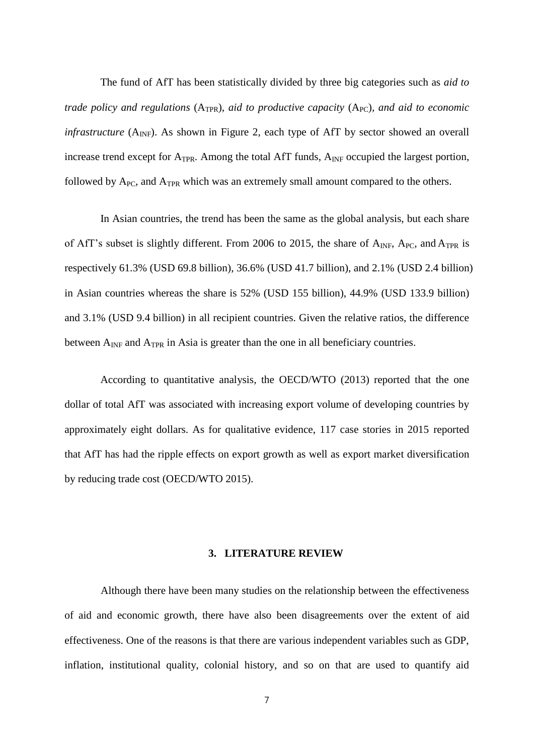The fund of AfT has been statistically divided by three big categories such as *aid to trade policy and regulations* ($A_{TPR}$), *aid to productive capacity* ($A_{PC}$), *and aid to economic infrastructure* ($A_{INF}$). As shown in Figure 2, each type of AfT by sector showed an overall increase trend except for $A_{TPR}$. Among the total AfT funds, $A_{INF}$ occupied the largest portion, followed by $A_{PC}$, and $A_{TPR}$ which was an extremely small amount compared to the others.

In Asian countries, the trend has been the same as the global analysis, but each share of AfT's subset is slightly different. From 2006 to 2015, the share of $A_{INF}$, $A_{PC}$, and $A_{TPR}$ is respectively 61.3% (USD 69.8 billion), 36.6% (USD 41.7 billion), and 2.1% (USD 2.4 billion) in Asian countries whereas the share is 52% (USD 155 billion), 44.9% (USD 133.9 billion) and 3.1% (USD 9.4 billion) in all recipient countries. Given the relative ratios, the difference between $A_{INF}$ and $A_{TPR}$ in Asia is greater than the one in all beneficiary countries.

According to quantitative analysis, the OECD/WTO (2013) reported that the one dollar of total AfT was associated with increasing export volume of developing countries by approximately eight dollars. As for qualitative evidence, 117 case stories in 2015 reported that AfT has had the ripple effects on export growth as well as export market diversification by reducing trade cost (OECD/WTO 2015).

## 3. LITERATURE REVIEW

Although there have been many studies on the relationship between the effectiveness of aid and economic growth, there have also been disagreements over the extent of aid effectiveness. One of the reasons is that there are various independent variables such as GDP, inflation, institutional quality, colonial history, and so on that are used to quantify aid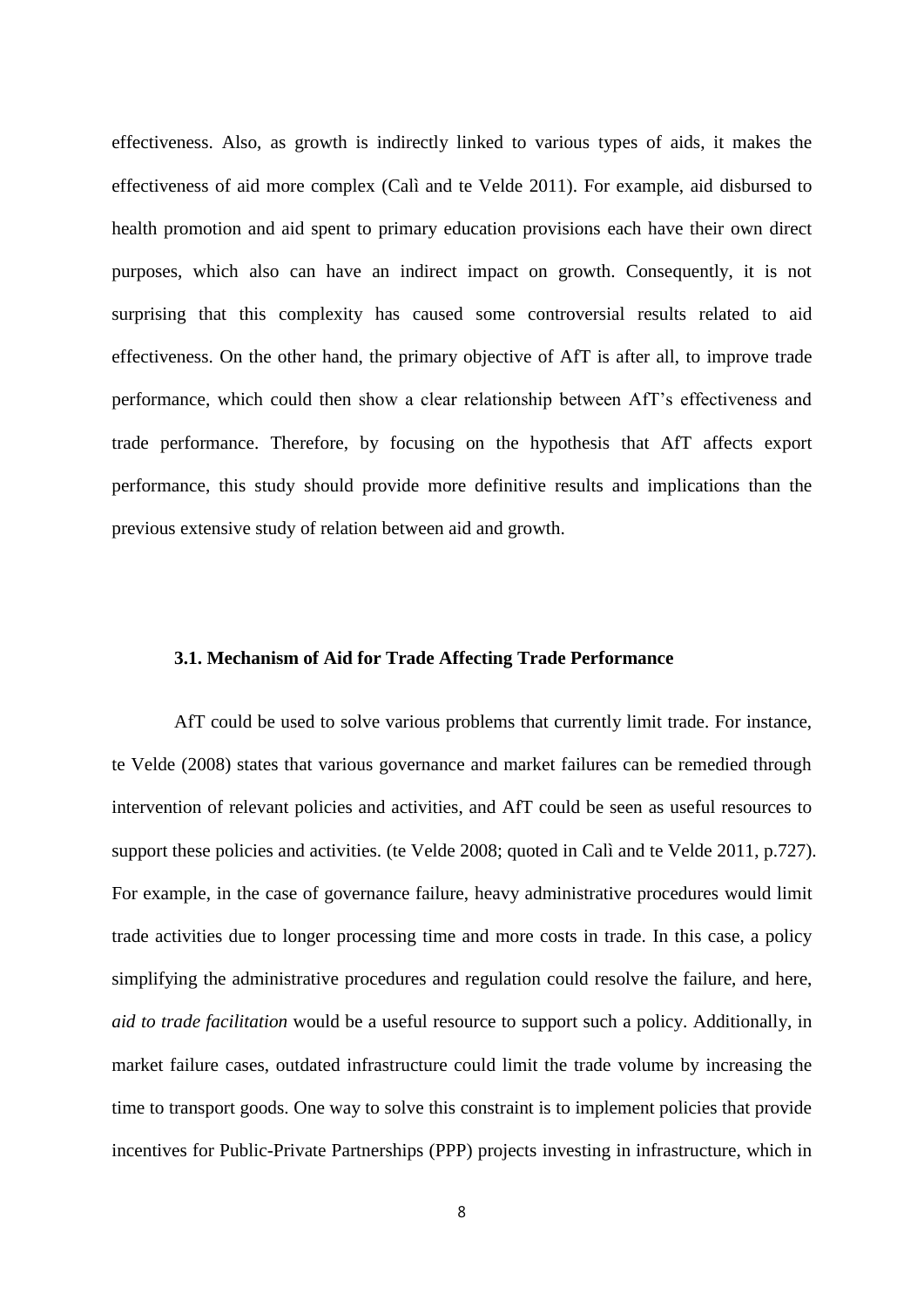effectiveness. Also, as growth is indirectly linked to various types of aids, it makes the effectiveness of aid more complex (Calì and te Velde 2011). For example, aid disbursed to health promotion and aid spent to primary education provisions each have their own direct purposes, which also can have an indirect impact on growth. Consequently, it is not surprising that this complexity has caused some controversial results related to aid effectiveness. On the other hand, the primary objective of AfT is after all, to improve trade performance, which could then show a clear relationship between AfT's effectiveness and trade performance. Therefore, by focusing on the hypothesis that AfT affects export performance, this study should provide more definitive results and implications than the previous extensive study of relation between aid and growth.

### 3.1. Mechanism of Aid for Trade Affecting Trade Performance

AfT could be used to solve various problems that currently limit trade. For instance, te Velde (2008) states that various governance and market failures can be remedied through intervention of relevant policies and activities, and AfT could be seen as useful resources to support these policies and activities. (te Velde 2008; quoted in Calì and te Velde 2011, p.727). For example, in the case of governance failure, heavy administrative procedures would limit trade activities due to longer processing time and more costs in trade. In this case, a policy simplifying the administrative procedures and regulation could resolve the failure, and here, *aid to trade facilitation* would be a useful resource to support such a policy. Additionally, in market failure cases, outdated infrastructure could limit the trade volume by increasing the time to transport goods. One way to solve this constraint is to implement policies that provide incentives for Public-Private Partnerships (PPP) projects investing in infrastructure, which in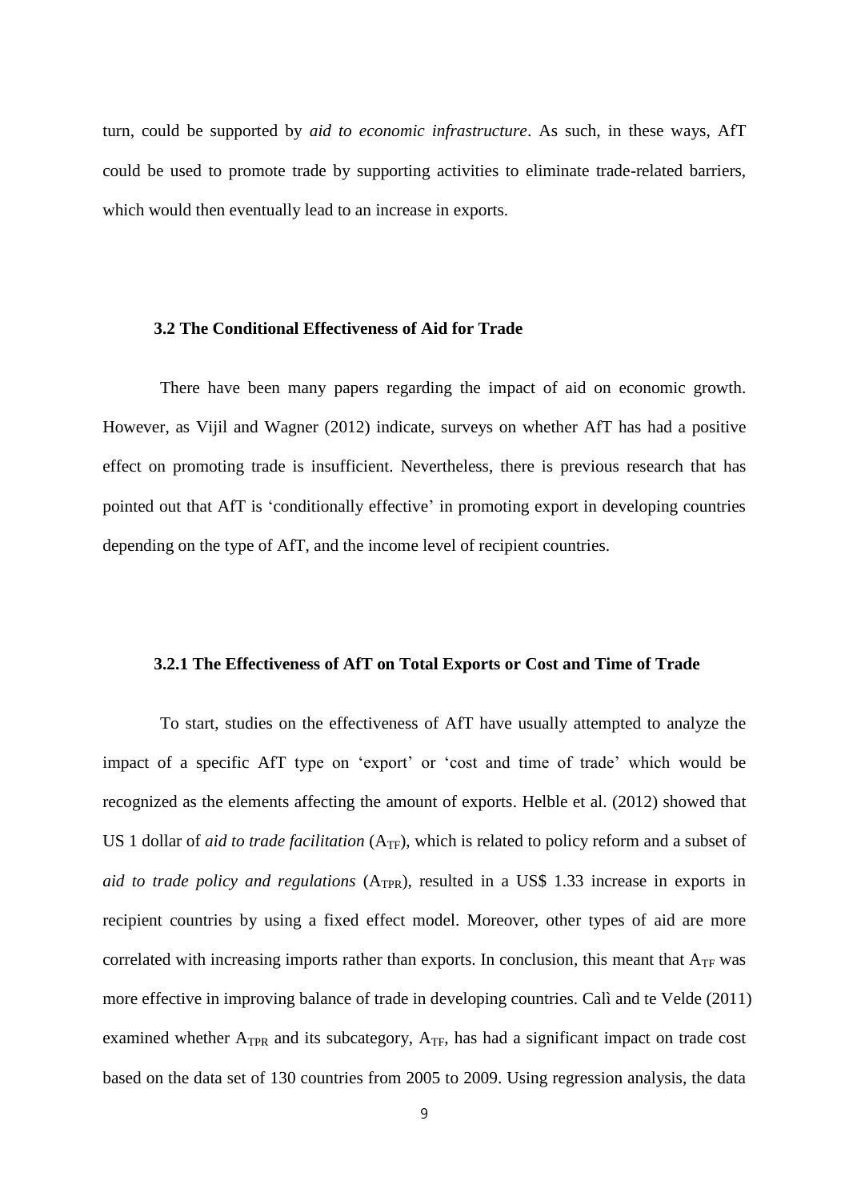turn, could be supported by *aid to economic infrastructure*. As such, in these ways, AfT could be used to promote trade by supporting activities to eliminate trade-related barriers, which would then eventually lead to an increase in exports.

### 3.2 The Conditional Effectiveness of Aid for Trade

There have been many papers regarding the impact of aid on economic growth. However, as Vijil and Wagner (2012) indicate, surveys on whether AfT has had a positive effect on promoting trade is insufficient. Nevertheless, there is previous research that has pointed out that AfT is 'conditionally effective' in promoting export in developing countries depending on the type of AfT, and the income level of recipient countries.

#### 3.2.1 The Effectiveness of AfT on Total Exports or Cost and Time of Trade

To start, studies on the effectiveness of AfT have usually attempted to analyze the impact of a specific AfT type on 'export' or 'cost and time of trade' which would be recognized as the elements affecting the amount of exports. Helble et al. (2012) showed that US 1 dollar of *aid to trade facilitation* ($A_{TF}$), which is related to policy reform and a subset of *aid to trade policy and regulations* ($A_{TPR}$), resulted in a US$ 1.33 increase in exports in recipient countries by using a fixed effect model. Moreover, other types of aid are more correlated with increasing imports rather than exports. In conclusion, this meant that $A_{TF}$ was more effective in improving balance of trade in developing countries. Calì and te Velde (2011) examined whether $A_{TPR}$ and its subcategory, $A_{TF}$, has had a significant impact on trade cost based on the data set of 130 countries from 2005 to 2009. Using regression analysis, the data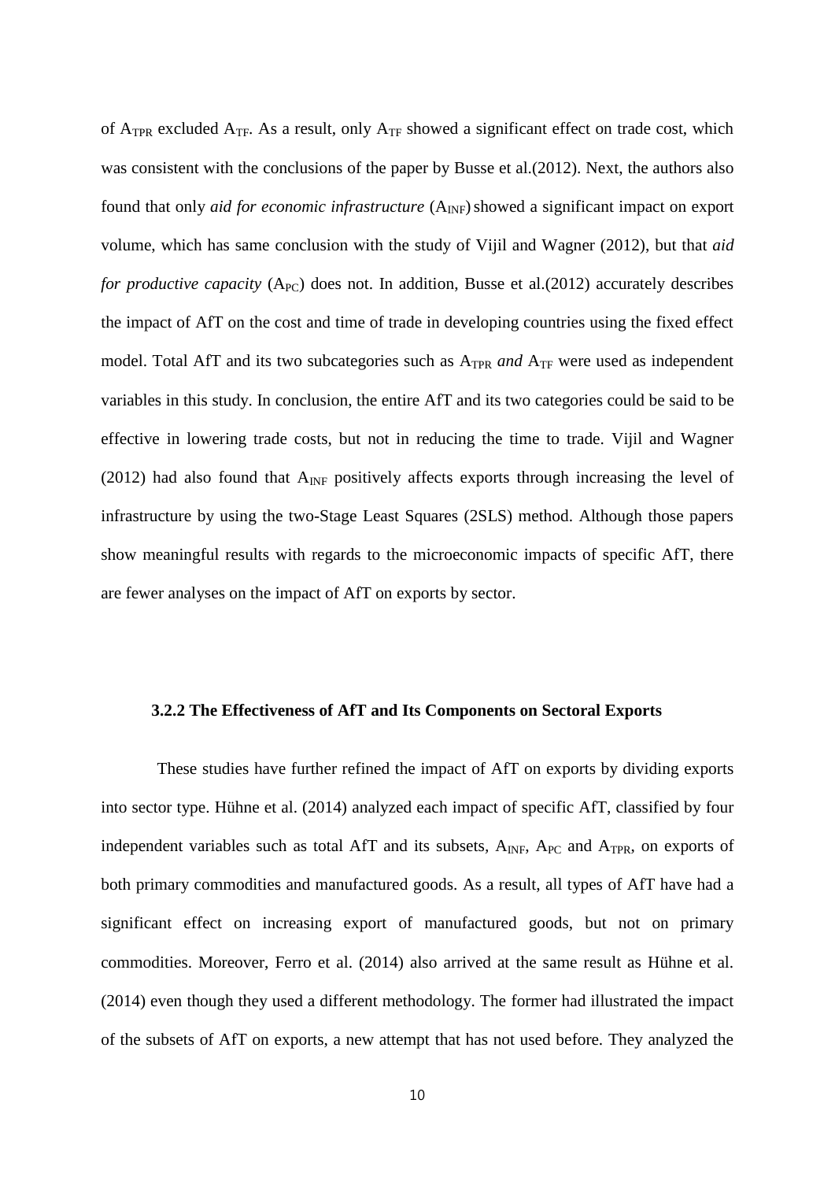of $A_{TPR}$ excluded $A_{TF}$. As a result, only $A_{TF}$ showed a significant effect on trade cost, which was consistent with the conclusions of the paper by Busse et al.(2012). Next, the authors also found that only *aid for economic infrastructure* ($A_{INF}$) showed a significant impact on export volume, which has same conclusion with the study of Vijil and Wagner (2012), but that *aid for productive capacity* ($A_{PC}$) does not. In addition, Busse et al.(2012) accurately describes the impact of AfT on the cost and time of trade in developing countries using the fixed effect model. Total AfT and its two subcategories such as $A_{TPR}$ *and* $A_{TF}$ were used as independent variables in this study. In conclusion, the entire AfT and its two categories could be said to be effective in lowering trade costs, but not in reducing the time to trade. Vijil and Wagner (2012) had also found that $A_{INF}$ positively affects exports through increasing the level of infrastructure by using the two-Stage Least Squares (2SLS) method. Although those papers show meaningful results with regards to the microeconomic impacts of specific AfT, there are fewer analyses on the impact of AfT on exports by sector.

### 3.2.2 The Effectiveness of AfT and Its Components on Sectoral Exports

These studies have further refined the impact of AfT on exports by dividing exports into sector type. Hühne et al. (2014) analyzed each impact of specific AfT, classified by four independent variables such as total AfT and its subsets, $A_{INF}$, $A_{PC}$ and $A_{TPR}$, on exports of both primary commodities and manufactured goods. As a result, all types of AfT have had a significant effect on increasing export of manufactured goods, but not on primary commodities. Moreover, Ferro et al. (2014) also arrived at the same result as Hühne et al. (2014) even though they used a different methodology. The former had illustrated the impact of the subsets of AfT on exports, a new attempt that has not used before. They analyzed the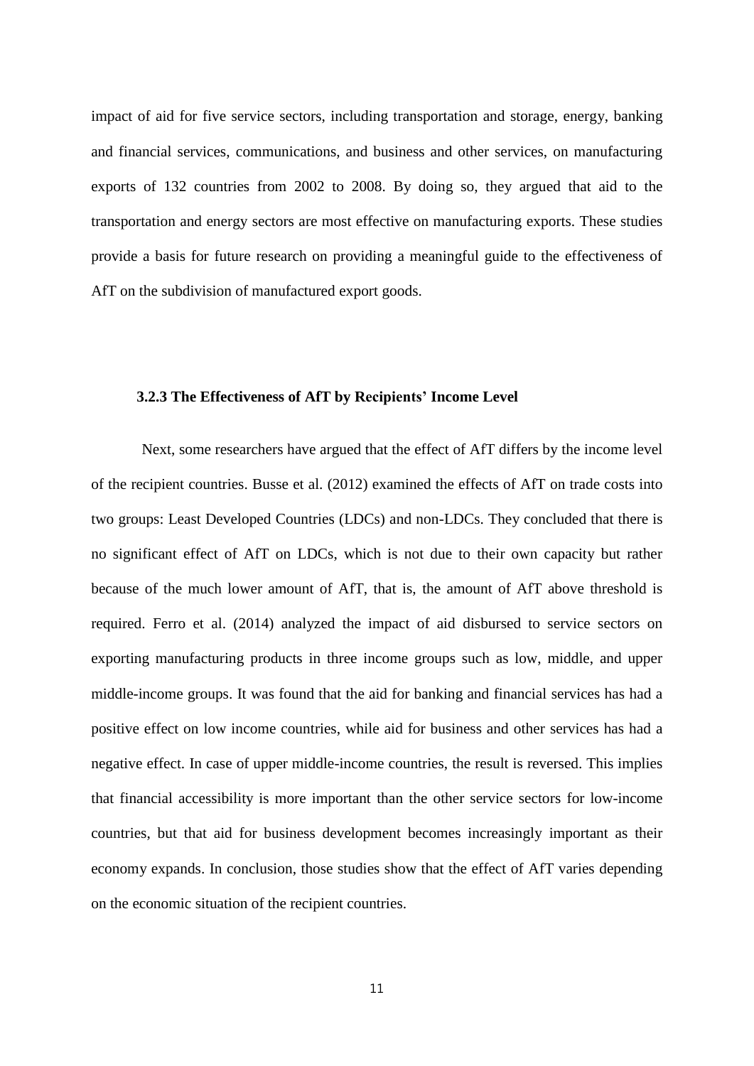impact of aid for five service sectors, including transportation and storage, energy, banking and financial services, communications, and business and other services, on manufacturing exports of 132 countries from 2002 to 2008. By doing so, they argued that aid to the transportation and energy sectors are most effective on manufacturing exports. These studies provide a basis for future research on providing a meaningful guide to the effectiveness of AfT on the subdivision of manufactured export goods.

### 3.2.3 The Effectiveness of AfT by Recipients' Income Level

Next, some researchers have argued that the effect of AfT differs by the income level of the recipient countries. Busse et al. (2012) examined the effects of AfT on trade costs into two groups: Least Developed Countries (LDCs) and non-LDCs. They concluded that there is no significant effect of AfT on LDCs, which is not due to their own capacity but rather because of the much lower amount of AfT, that is, the amount of AfT above threshold is required. Ferro et al. (2014) analyzed the impact of aid disbursed to service sectors on exporting manufacturing products in three income groups such as low, middle, and upper middle-income groups. It was found that the aid for banking and financial services has had a positive effect on low income countries, while aid for business and other services has had a negative effect. In case of upper middle-income countries, the result is reversed. This implies that financial accessibility is more important than the other service sectors for low-income countries, but that aid for business development becomes increasingly important as their economy expands. In conclusion, those studies show that the effect of AfT varies depending on the economic situation of the recipient countries.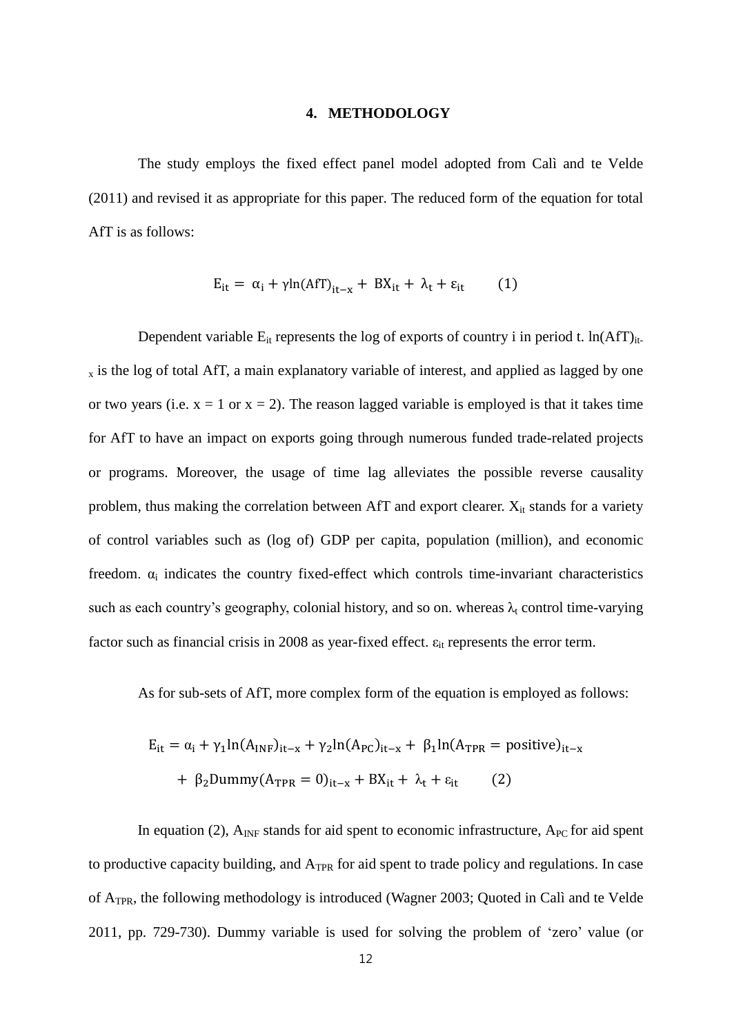## 4. METHODOLOGY

The study employs the fixed effect panel model adopted from Calì and te Velde (2011) and revised it as appropriate for this paper. The reduced form of the equation for total AfT is as follows:

$$E_{it} = \alpha_i + \gamma \ln(\text{AfT})_{it-x} + BX_{it} + \lambda_t + \varepsilon_{it} \qquad (1)$$

Dependent variable $E_{it}$ represents the log of exports of country i in period t. $\ln(\text{AfT})_{it-x}$ is the log of total AfT, a main explanatory variable of interest, and applied as lagged by one or two years (i.e. x = 1 or x = 2). The reason lagged variable is employed is that it takes time for AfT to have an impact on exports going through numerous funded trade-related projects or programs. Moreover, the usage of time lag alleviates the possible reverse causality problem, thus making the correlation between AfT and export clearer. $X_{it}$ stands for a variety of control variables such as (log of) GDP per capita, population (million), and economic freedom. $\alpha_i$ indicates the country fixed-effect which controls time-invariant characteristics such as each country's geography, colonial history, and so on. whereas $\lambda_t$ control time-varying factor such as financial crisis in 2008 as year-fixed effect. $\varepsilon_{it}$ represents the error term.

As for sub-sets of AfT, more complex form of the equation is employed as follows:

$$E_{it} = \alpha_i + \gamma_1 \ln(A_{INF})_{it-x} + \gamma_2 \ln(A_{PC})_{it-x} + \beta_1 \ln(A_{TPR} = \text{positive})_{it-x} + \beta_2 \text{Dummy}(A_{TPR} = 0)_{it-x} + BX_{it} + \lambda_t + \varepsilon_{it} \qquad (2)$$

In equation (2), $A_{INF}$ stands for aid spent to economic infrastructure, $A_{PC}$ for aid spent to productive capacity building, and $A_{TPR}$ for aid spent to trade policy and regulations. In case of $A_{TPR}$, the following methodology is introduced (Wagner 2003; Quoted in Calì and te Velde 2011, pp. 729-730). Dummy variable is used for solving the problem of 'zero' value (or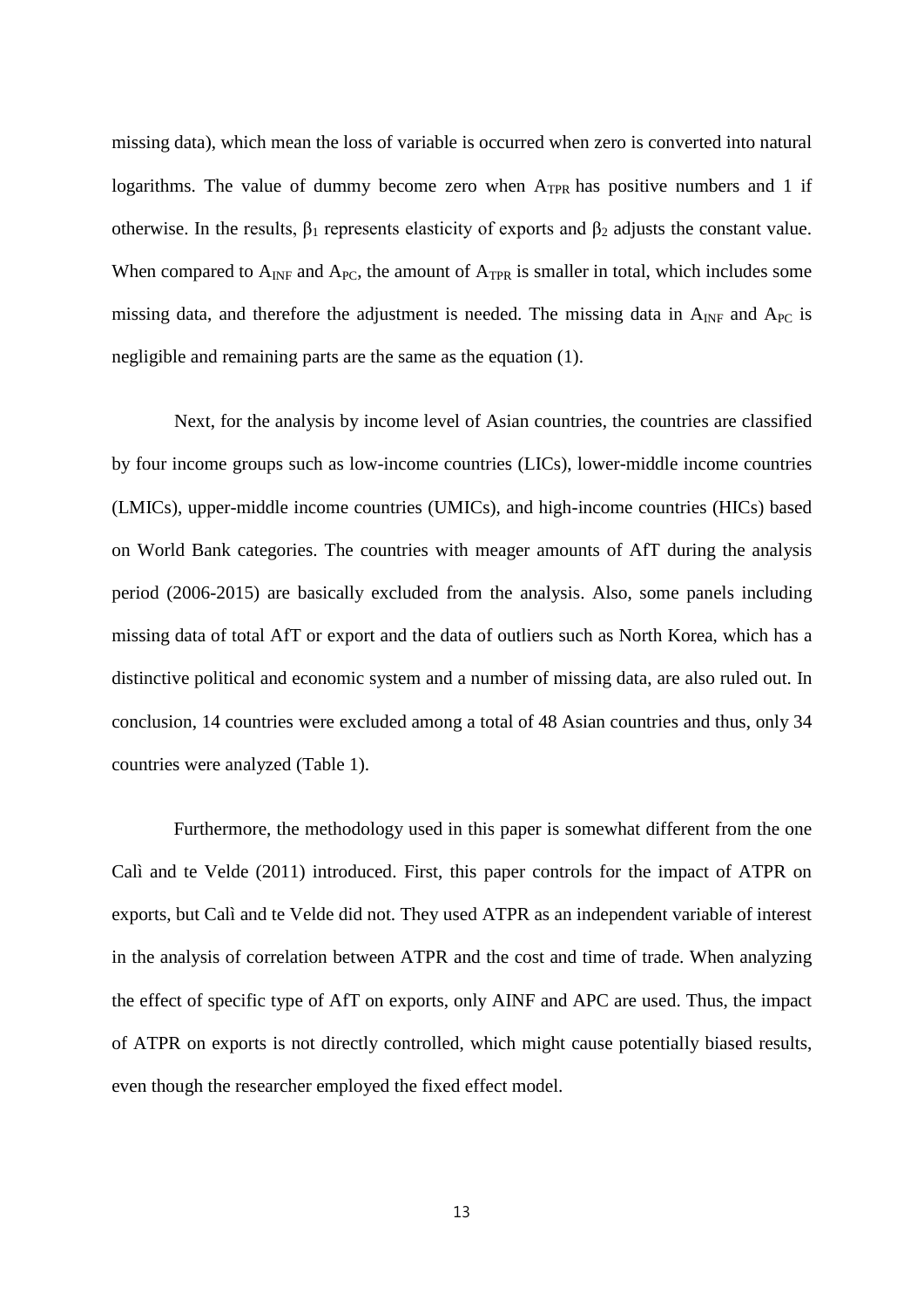missing data), which mean the loss of variable is occurred when zero is converted into natural logarithms. The value of dummy become zero when $A_{TPR}$ has positive numbers and 1 if otherwise. In the results, $\beta_1$ represents elasticity of exports and $\beta_2$ adjusts the constant value. When compared to $A_{INF}$ and $A_{PC}$, the amount of $A_{TPR}$ is smaller in total, which includes some missing data, and therefore the adjustment is needed. The missing data in $A_{INF}$ and $A_{PC}$ is negligible and remaining parts are the same as the equation (1).

Next, for the analysis by income level of Asian countries, the countries are classified by four income groups such as low-income countries (LICs), lower-middle income countries (LMICs), upper-middle income countries (UMICs), and high-income countries (HICs) based on World Bank categories. The countries with meager amounts of AfT during the analysis period (2006-2015) are basically excluded from the analysis. Also, some panels including missing data of total AfT or export and the data of outliers such as North Korea, which has a distinctive political and economic system and a number of missing data, are also ruled out. In conclusion, 14 countries were excluded among a total of 48 Asian countries and thus, only 34 countries were analyzed (Table 1).

Furthermore, the methodology used in this paper is somewhat different from the one Calì and te Velde (2011) introduced. First, this paper controls for the impact of ATPR on exports, but Calì and te Velde did not. They used ATPR as an independent variable of interest in the analysis of correlation between ATPR and the cost and time of trade. When analyzing the effect of specific type of AfT on exports, only AINF and APC are used. Thus, the impact of ATPR on exports is not directly controlled, which might cause potentially biased results, even though the researcher employed the fixed effect model.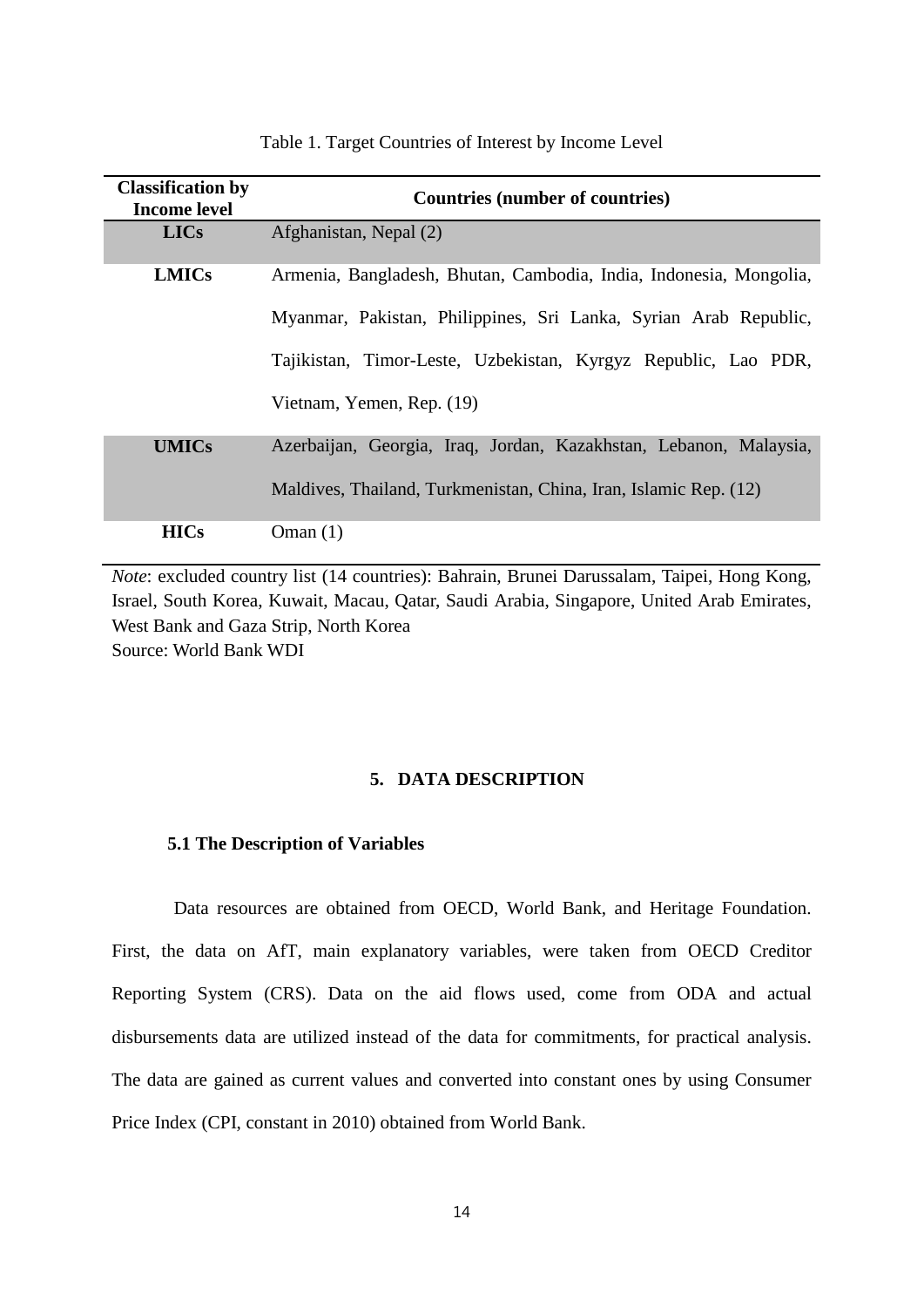Table 1. Target Countries of Interest by Income Level

| Classification by Income level | Countries (number of countries) |
|---|---|
| LICs | Afghanistan, Nepal (2) |
| LMICs | Armenia, Bangladesh, Bhutan, Cambodia, India, Indonesia, Mongolia, Myanmar, Pakistan, Philippines, Sri Lanka, Syrian Arab Republic, Tajikistan, Timor-Leste, Uzbekistan, Kyrgyz Republic, Lao PDR, Vietnam, Yemen, Rep. (19) |
| UMICs | Azerbaijan, Georgia, Iraq, Jordan, Kazakhstan, Lebanon, Malaysia, Maldives, Thailand, Turkmenistan, China, Iran, Islamic Rep. (12) |
| HICs | Oman (1) |

*Note*: excluded country list (14 countries): Bahrain, Brunei Darussalam, Taipei, Hong Kong, Israel, South Korea, Kuwait, Macau, Qatar, Saudi Arabia, Singapore, United Arab Emirates, West Bank and Gaza Strip, North Korea
Source: World Bank WDI

## 5. DATA DESCRIPTION

### 5.1 The Description of Variables

Data resources are obtained from OECD, World Bank, and Heritage Foundation. First, the data on AfT, main explanatory variables, were taken from OECD Creditor Reporting System (CRS). Data on the aid flows used, come from ODA and actual disbursements data are utilized instead of the data for commitments, for practical analysis. The data are gained as current values and converted into constant ones by using Consumer Price Index (CPI, constant in 2010) obtained from World Bank.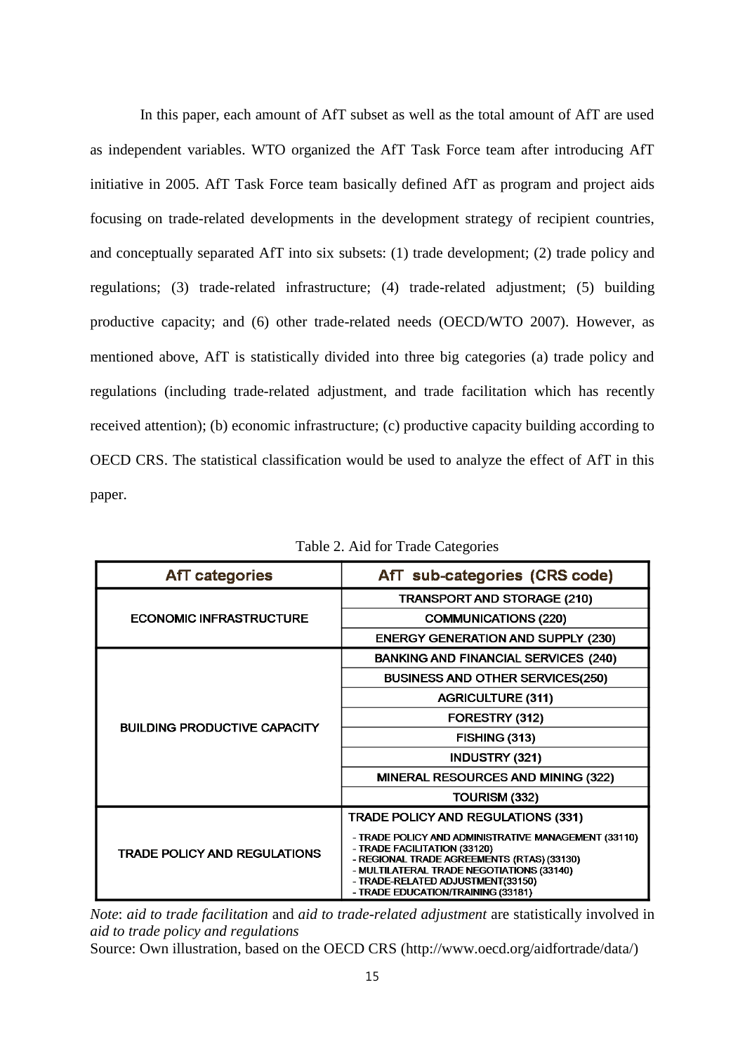In this paper, each amount of AfT subset as well as the total amount of AfT are used as independent variables. WTO organized the AfT Task Force team after introducing AfT initiative in 2005. AfT Task Force team basically defined AfT as program and project aids focusing on trade-related developments in the development strategy of recipient countries, and conceptually separated AfT into six subsets: (1) trade development; (2) trade policy and regulations; (3) trade-related infrastructure; (4) trade-related adjustment; (5) building productive capacity; and (6) other trade-related needs (OECD/WTO 2007). However, as mentioned above, AfT is statistically divided into three big categories (a) trade policy and regulations (including trade-related adjustment, and trade facilitation which has recently received attention); (b) economic infrastructure; (c) productive capacity building according to OECD CRS. The statistical classification would be used to analyze the effect of AfT in this paper.

Table 2. Aid for Trade Categories

| AfT categories | AfT sub-categories (CRS code) |
|---|---|
| ECONOMIC INFRASTRUCTURE | TRANSPORT AND STORAGE (210) |
| | COMMUNICATIONS (220) |
| | ENERGY GENERATION AND SUPPLY (230) |
| BUILDING PRODUCTIVE CAPACITY | BANKING AND FINANCIAL SERVICES (240) |
| | BUSINESS AND OTHER SERVICES(250) |
| | AGRICULTURE (311) |
| | FORESTRY (312) |
| | FISHING (313) |
| | INDUSTRY (321) |
| | MINERAL RESOURCES AND MINING (322) |
| | TOURISM (332) |
| TRADE POLICY AND REGULATIONS | TRADE POLICY AND REGULATIONS (331)<br>- TRADE POLICY AND ADMINISTRATIVE MANAGEMENT (33110)<br>- TRADE FACILITATION (33120)<br>- REGIONAL TRADE AGREEMENTS (RTAS) (33130)<br>- MULTILATERAL TRADE NEGOTIATIONS (33140)<br>- TRADE-RELATED ADJUSTMENT(33150)<br>- TRADE EDUCATION/TRAINING (33181) |

*Note*: *aid to trade facilitation* and *aid to trade-related adjustment* are statistically involved in *aid to trade policy and regulations*

Source: Own illustration, based on the OECD CRS (http://www.oecd.org/aidfortrade/data/)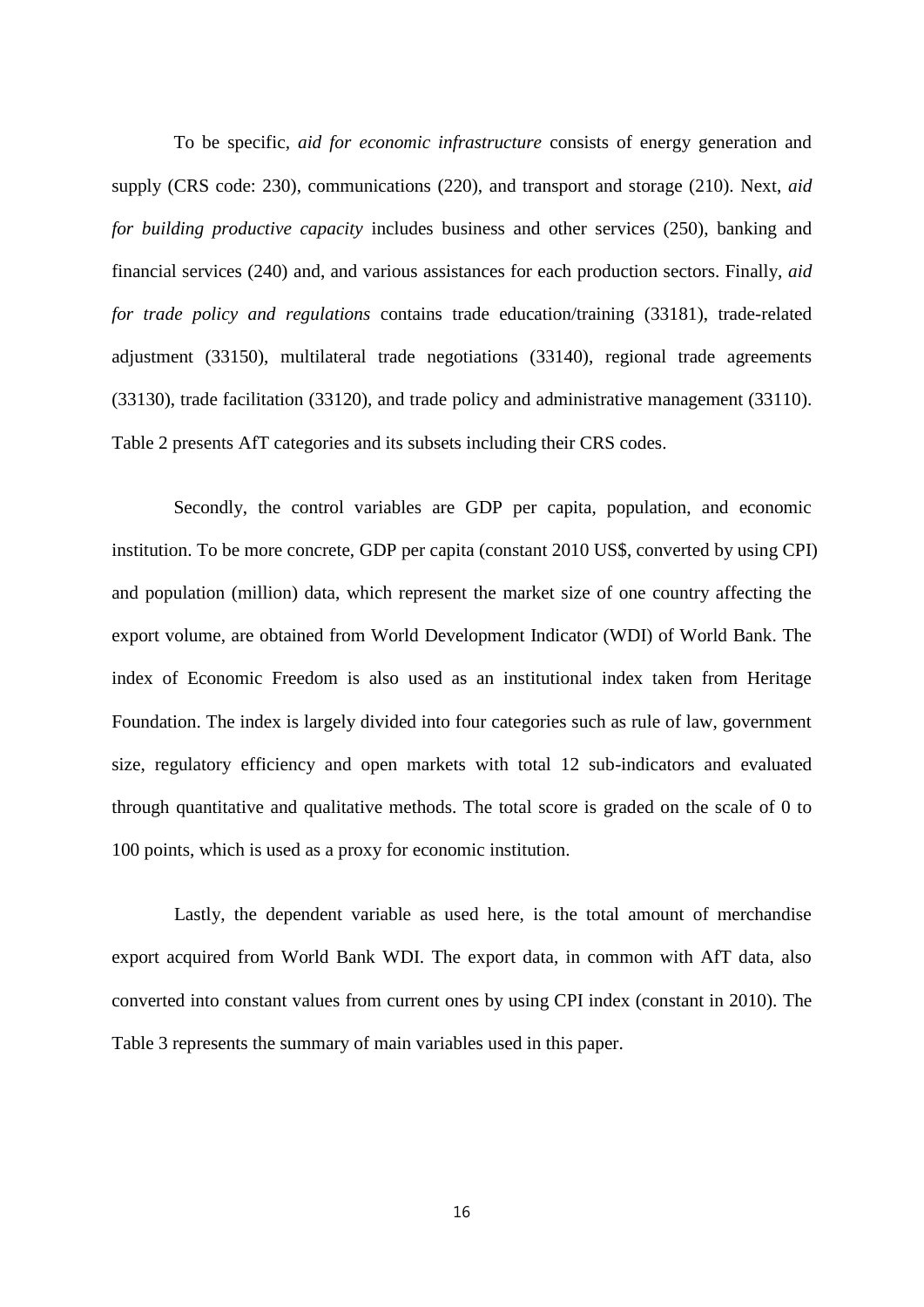To be specific, *aid for economic infrastructure* consists of energy generation and supply (CRS code: 230), communications (220), and transport and storage (210). Next, *aid for building productive capacity* includes business and other services (250), banking and financial services (240) and, and various assistances for each production sectors. Finally, *aid for trade policy and regulations* contains trade education/training (33181), trade-related adjustment (33150), multilateral trade negotiations (33140), regional trade agreements (33130), trade facilitation (33120), and trade policy and administrative management (33110). Table 2 presents AfT categories and its subsets including their CRS codes.

Secondly, the control variables are GDP per capita, population, and economic institution. To be more concrete, GDP per capita (constant 2010 US$, converted by using CPI) and population (million) data, which represent the market size of one country affecting the export volume, are obtained from World Development Indicator (WDI) of World Bank. The index of Economic Freedom is also used as an institutional index taken from Heritage Foundation. The index is largely divided into four categories such as rule of law, government size, regulatory efficiency and open markets with total 12 sub-indicators and evaluated through quantitative and qualitative methods. The total score is graded on the scale of 0 to 100 points, which is used as a proxy for economic institution.

Lastly, the dependent variable as used here, is the total amount of merchandise export acquired from World Bank WDI. The export data, in common with AfT data, also converted into constant values from current ones by using CPI index (constant in 2010). The Table 3 represents the summary of main variables used in this paper.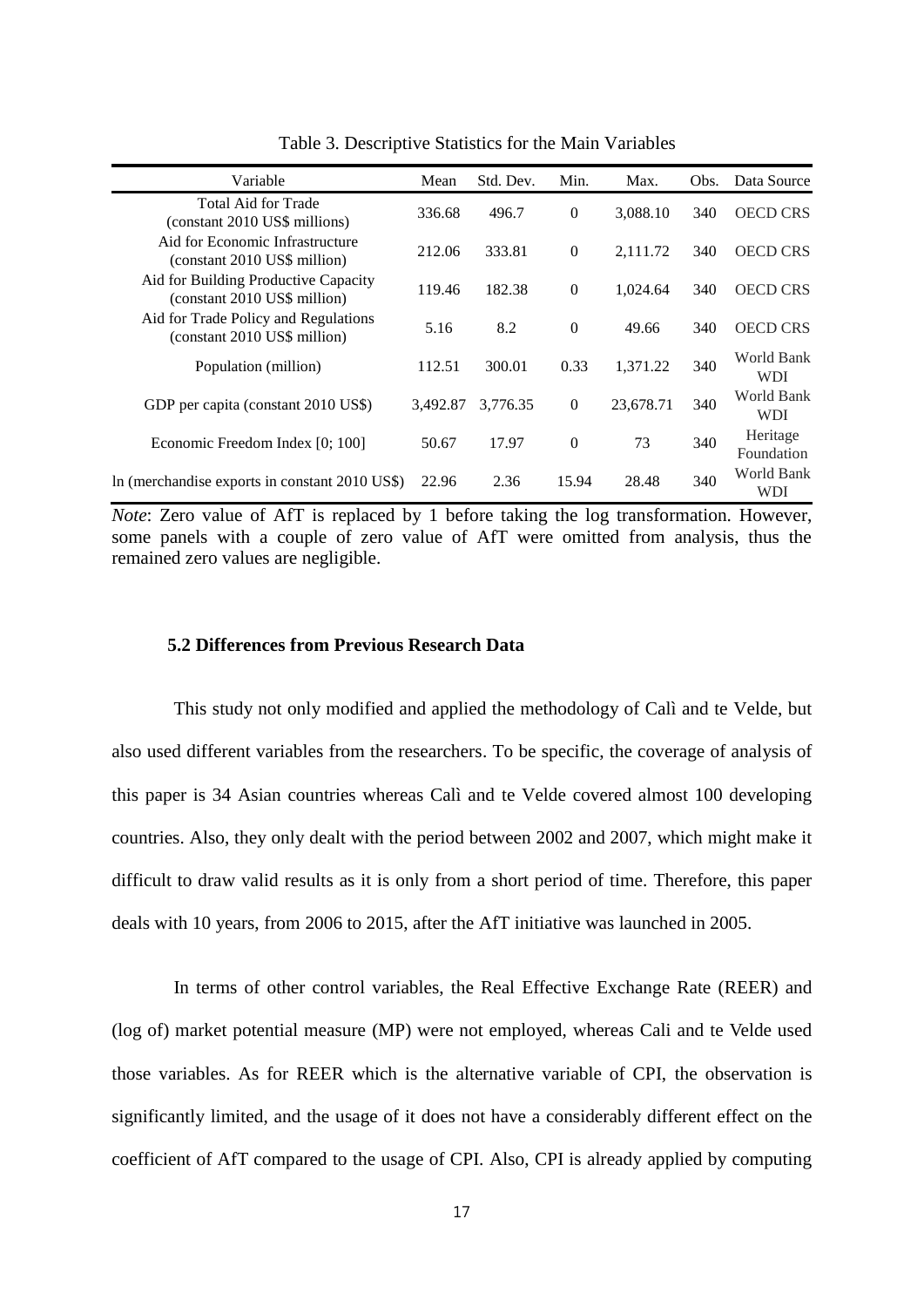Table 3. Descriptive Statistics for the Main Variables

| Variable | Mean | Std. Dev. | Min. | Max. | Obs. | Data Source |
|---|---|---|---|---|---|---|
| Total Aid for Trade (constant 2010 US$ millions) | 336.68 | 496.7 | 0 | 3,088.10 | 340 | OECD CRS |
| Aid for Economic Infrastructure (constant 2010 US$ million) | 212.06 | 333.81 | 0 | 2,111.72 | 340 | OECD CRS |
| Aid for Building Productive Capacity (constant 2010 US$ million) | 119.46 | 182.38 | 0 | 1,024.64 | 340 | OECD CRS |
| Aid for Trade Policy and Regulations (constant 2010 US$ million) | 5.16 | 8.2 | 0 | 49.66 | 340 | OECD CRS |
| Population (million) | 112.51 | 300.01 | 0.33 | 1,371.22 | 340 | World Bank WDI |
| GDP per capita (constant 2010 US$) | 3,492.87 | 3,776.35 | 0 | 23,678.71 | 340 | World Bank WDI |
| Economic Freedom Index [0; 100] | 50.67 | 17.97 | 0 | 73 | 340 | Heritage Foundation |
| ln (merchandise exports in constant 2010 US$) | 22.96 | 2.36 | 15.94 | 28.48 | 340 | World Bank WDI |

*Note*: Zero value of AfT is replaced by 1 before taking the log transformation. However, some panels with a couple of zero value of AfT were omitted from analysis, thus the remained zero values are negligible.

### 5.2 Differences from Previous Research Data

This study not only modified and applied the methodology of Calì and te Velde, but also used different variables from the researchers. To be specific, the coverage of analysis of this paper is 34 Asian countries whereas Calì and te Velde covered almost 100 developing countries. Also, they only dealt with the period between 2002 and 2007, which might make it difficult to draw valid results as it is only from a short period of time. Therefore, this paper deals with 10 years, from 2006 to 2015, after the AfT initiative was launched in 2005.

In terms of other control variables, the Real Effective Exchange Rate (REER) and (log of) market potential measure (MP) were not employed, whereas Cali and te Velde used those variables. As for REER which is the alternative variable of CPI, the observation is significantly limited, and the usage of it does not have a considerably different effect on the coefficient of AfT compared to the usage of CPI. Also, CPI is already applied by computing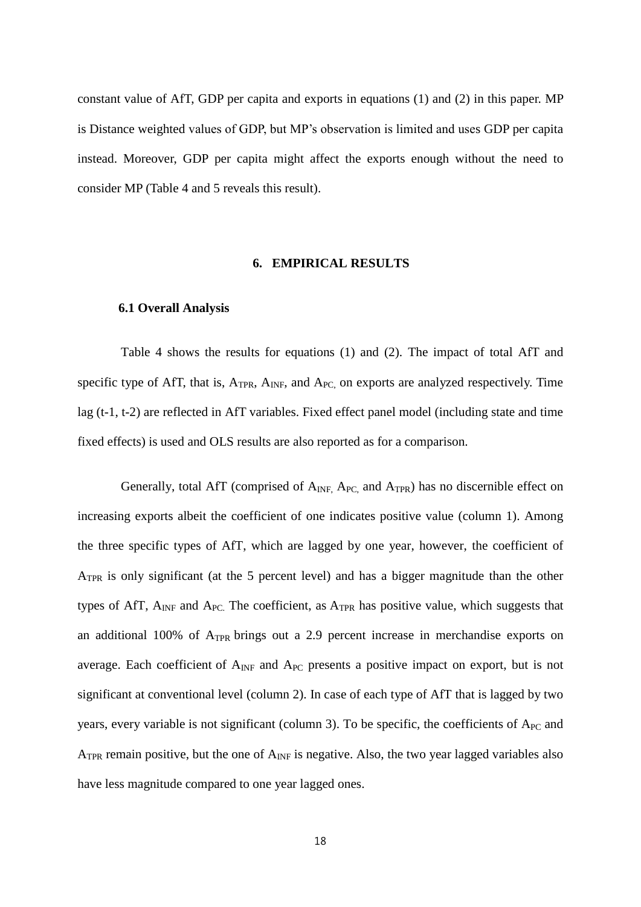constant value of AfT, GDP per capita and exports in equations (1) and (2) in this paper. MP is Distance weighted values of GDP, but MP's observation is limited and uses GDP per capita instead. Moreover, GDP per capita might affect the exports enough without the need to consider MP (Table 4 and 5 reveals this result).

# 6. EMPIRICAL RESULTS

## 6.1 Overall Analysis

Table 4 shows the results for equations (1) and (2). The impact of total AfT and specific type of AfT, that is, $A_{TPR}$, $A_{INF}$, and $A_{PC,}$ on exports are analyzed respectively. Time lag (t-1, t-2) are reflected in AfT variables. Fixed effect panel model (including state and time fixed effects) is used and OLS results are also reported as for a comparison.

Generally, total AfT (comprised of $A_{INF,}$ $A_{PC,}$ and $A_{TPR}$) has no discernible effect on increasing exports albeit the coefficient of one indicates positive value (column 1). Among the three specific types of AfT, which are lagged by one year, however, the coefficient of $A_{TPR}$ is only significant (at the 5 percent level) and has a bigger magnitude than the other types of AfT, $A_{INF}$ and $A_{PC.}$ The coefficient, as $A_{TPR}$ has positive value, which suggests that an additional 100% of $A_{TPR}$ brings out a 2.9 percent increase in merchandise exports on average. Each coefficient of $A_{INF}$ and $A_{PC}$ presents a positive impact on export, but is not significant at conventional level (column 2). In case of each type of AfT that is lagged by two years, every variable is not significant (column 3). To be specific, the coefficients of $A_{PC}$ and $A_{TPR}$ remain positive, but the one of $A_{INF}$ is negative. Also, the two year lagged variables also have less magnitude compared to one year lagged ones.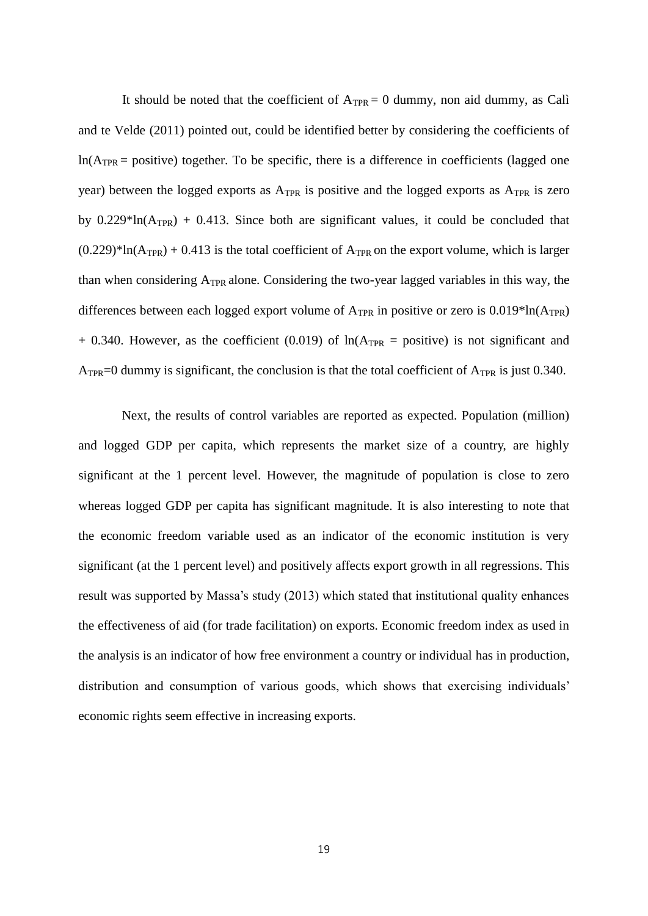It should be noted that the coefficient of $A_{TPR} = 0$ dummy, non aid dummy, as Calì and te Velde (2011) pointed out, could be identified better by considering the coefficients of $\ln(A_{TPR} = \text{positive})$ together. To be specific, there is a difference in coefficients (lagged one year) between the logged exports as $A_{TPR}$ is positive and the logged exports as $A_{TPR}$ is zero by $0.229*\ln(A_{TPR}) + 0.413$. Since both are significant values, it could be concluded that $(0.229)*\ln(A_{TPR}) + 0.413$ is the total coefficient of $A_{TPR}$ on the export volume, which is larger than when considering $A_{TPR}$ alone. Considering the two-year lagged variables in this way, the differences between each logged export volume of $A_{TPR}$ in positive or zero is $0.019*\ln(A_{TPR}) + 0.340$. However, as the coefficient (0.019) of $\ln(A_{TPR} = \text{positive})$ is not significant and $A_{TPR}=0$ dummy is significant, the conclusion is that the total coefficient of $A_{TPR}$ is just 0.340.

Next, the results of control variables are reported as expected. Population (million) and logged GDP per capita, which represents the market size of a country, are highly significant at the 1 percent level. However, the magnitude of population is close to zero whereas logged GDP per capita has significant magnitude. It is also interesting to note that the economic freedom variable used as an indicator of the economic institution is very significant (at the 1 percent level) and positively affects export growth in all regressions. This result was supported by Massa's study (2013) which stated that institutional quality enhances the effectiveness of aid (for trade facilitation) on exports. Economic freedom index as used in the analysis is an indicator of how free environment a country or individual has in production, distribution and consumption of various goods, which shows that exercising individuals' economic rights seem effective in increasing exports.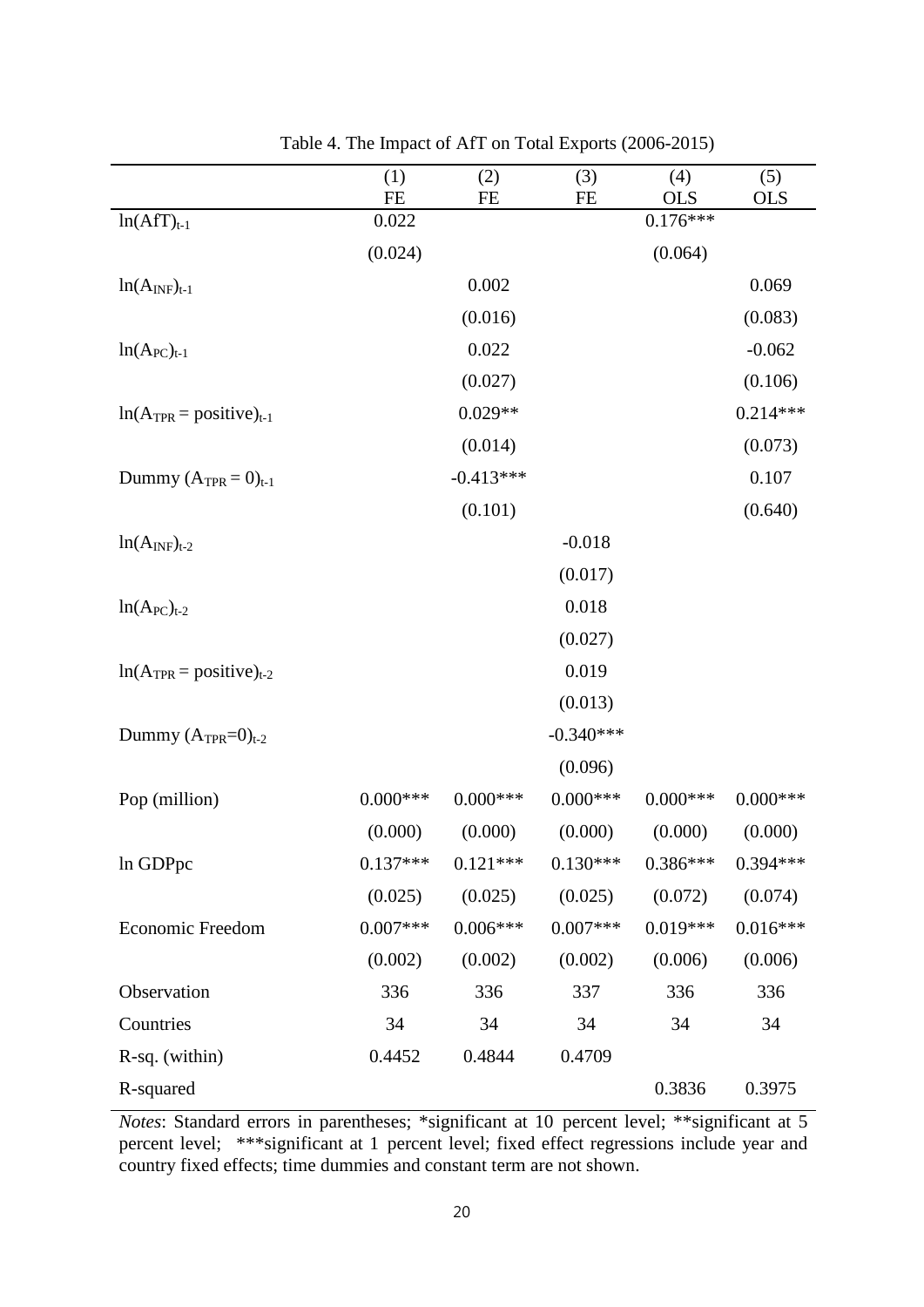Table 4. The Impact of AfT on Total Exports (2006-2015)

| | (1) FE | (2) FE | (3) FE | (4) OLS | (5) OLS |
|---|---|---|---|---|---|
| $\ln(AfT)_{t-1}$ | 0.022 | | | 0.176*** | |
| | (0.024) | | | (0.064) | |
| $\ln(A_{INF})_{t-1}$ | | 0.002 | | | 0.069 |
| | | (0.016) | | | (0.083) |
| $\ln(A_{PC})_{t-1}$ | | 0.022 | | | -0.062 |
| | | (0.027) | | | (0.106) |
| $\ln(A_{TPR} = \text{positive})_{t-1}$ | | 0.029** | | | 0.214*** |
| | | (0.014) | | | (0.073) |
| Dummy $(A_{TPR} = 0)_{t-1}$ | | -0.413*** | | | 0.107 |
| | | (0.101) | | | (0.640) |
| $\ln(A_{INF})_{t-2}$ | | | -0.018 | | |
| | | | (0.017) | | |
| $\ln(A_{PC})_{t-2}$ | | | 0.018 | | |
| | | | (0.027) | | |
| $\ln(A_{TPR} = \text{positive})_{t-2}$ | | | 0.019 | | |
| | | | (0.013) | | |
| Dummy $(A_{TPR}=0)_{t-2}$ | | | -0.340*** | | |
| | | | (0.096) | | |
| Pop (million) | 0.000*** | 0.000*** | 0.000*** | 0.000*** | 0.000*** |
| | (0.000) | (0.000) | (0.000) | (0.000) | (0.000) |
| ln GDPpc | 0.137*** | 0.121*** | 0.130*** | 0.386*** | 0.394*** |
| | (0.025) | (0.025) | (0.025) | (0.072) | (0.074) |
| Economic Freedom | 0.007*** | 0.006*** | 0.007*** | 0.019*** | 0.016*** |
| | (0.002) | (0.002) | (0.002) | (0.006) | (0.006) |
| Observation | 336 | 336 | 337 | 336 | 336 |
| Countries | 34 | 34 | 34 | 34 | 34 |
| R-sq. (within) | 0.4452 | 0.4844 | 0.4709 | | |
| R-squared | | | | 0.3836 | 0.3975 |

*Notes*: Standard errors in parentheses; *significant at 10 percent level; **significant at 5 percent level; ***significant at 1 percent level; fixed effect regressions include year and country fixed effects; time dummies and constant term are not shown.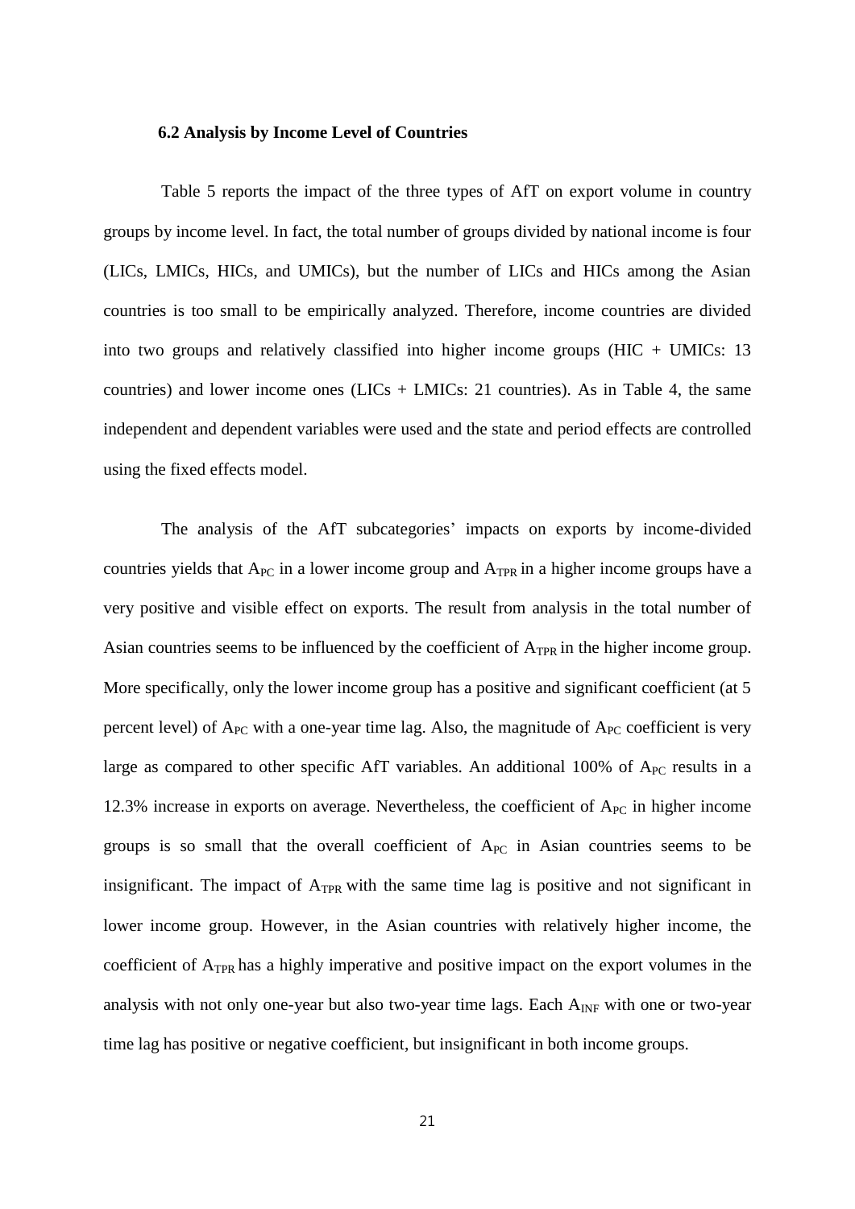### 6.2 Analysis by Income Level of Countries

Table 5 reports the impact of the three types of AfT on export volume in country groups by income level. In fact, the total number of groups divided by national income is four (LICs, LMICs, HICs, and UMICs), but the number of LICs and HICs among the Asian countries is too small to be empirically analyzed. Therefore, income countries are divided into two groups and relatively classified into higher income groups (HIC + UMICs: 13 countries) and lower income ones (LICs + LMICs: 21 countries). As in Table 4, the same independent and dependent variables were used and the state and period effects are controlled using the fixed effects model.

The analysis of the AfT subcategories' impacts on exports by income-divided countries yields that $A_{PC}$ in a lower income group and $A_{TPR}$ in a higher income groups have a very positive and visible effect on exports. The result from analysis in the total number of Asian countries seems to be influenced by the coefficient of $A_{TPR}$ in the higher income group. More specifically, only the lower income group has a positive and significant coefficient (at 5 percent level) of $A_{PC}$ with a one-year time lag. Also, the magnitude of $A_{PC}$ coefficient is very large as compared to other specific AfT variables. An additional 100% of $A_{PC}$ results in a 12.3% increase in exports on average. Nevertheless, the coefficient of $A_{PC}$ in higher income groups is so small that the overall coefficient of $A_{PC}$ in Asian countries seems to be insignificant. The impact of $A_{TPR}$ with the same time lag is positive and not significant in lower income group. However, in the Asian countries with relatively higher income, the coefficient of $A_{TPR}$ has a highly imperative and positive impact on the export volumes in the analysis with not only one-year but also two-year time lags. Each $A_{INF}$ with one or two-year time lag has positive or negative coefficient, but insignificant in both income groups.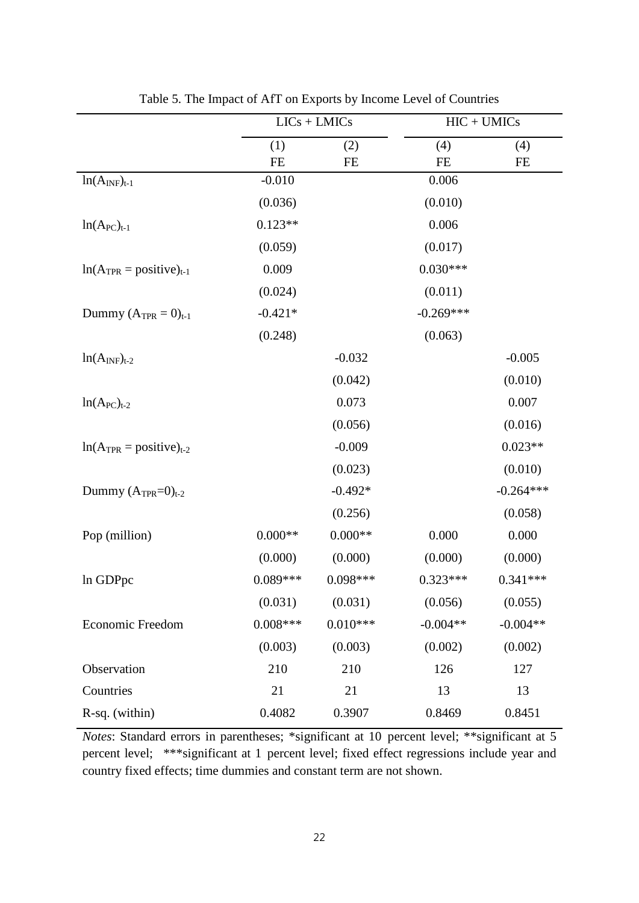Table 5. The Impact of AfT on Exports by Income Level of Countries

| | LICs + LMICs | | HIC + UMICs | |
|---|---|---|---|---|
| | (1) | (2) | (4) | (4) |
| | FE | FE | FE | FE |
| $\ln(A_{INF})_{t-1}$ | -0.010 | | 0.006 | |
| | (0.036) | | (0.010) | |
| $\ln(A_{PC})_{t-1}$ | 0.123** | | 0.006 | |
| | (0.059) | | (0.017) | |
| $\ln(A_{TPR} = \text{positive})_{t-1}$ | 0.009 | | 0.030*** | |
| | (0.024) | | (0.011) | |
| Dummy $(A_{TPR} = 0)_{t-1}$ | -0.421* | | -0.269*** | |
| | (0.248) | | (0.063) | |
| $\ln(A_{INF})_{t-2}$ | | -0.032 | | -0.005 |
| | | (0.042) | | (0.010) |
| $\ln(A_{PC})_{t-2}$ | | 0.073 | | 0.007 |
| | | (0.056) | | (0.016) |
| $\ln(A_{TPR} = \text{positive})_{t-2}$ | | -0.009 | | 0.023** |
| | | (0.023) | | (0.010) |
| Dummy $(A_{TPR}=0)_{t-2}$ | | -0.492* | | -0.264*** |
| | | (0.256) | | (0.058) |
| Pop (million) | 0.000** | 0.000** | 0.000 | 0.000 |
| | (0.000) | (0.000) | (0.000) | (0.000) |
| ln GDPpc | 0.089*** | 0.098*** | 0.323*** | 0.341*** |
| | (0.031) | (0.031) | (0.056) | (0.055) |
| Economic Freedom | 0.008*** | 0.010*** | -0.004** | -0.004** |
| | (0.003) | (0.003) | (0.002) | (0.002) |
| Observation | 210 | 210 | 126 | 127 |
| Countries | 21 | 21 | 13 | 13 |
| R-sq. (within) | 0.4082 | 0.3907 | 0.8469 | 0.8451 |

*Notes*: Standard errors in parentheses; *significant at 10 percent level; **significant at 5 percent level; ***significant at 1 percent level; fixed effect regressions include year and country fixed effects; time dummies and constant term are not shown.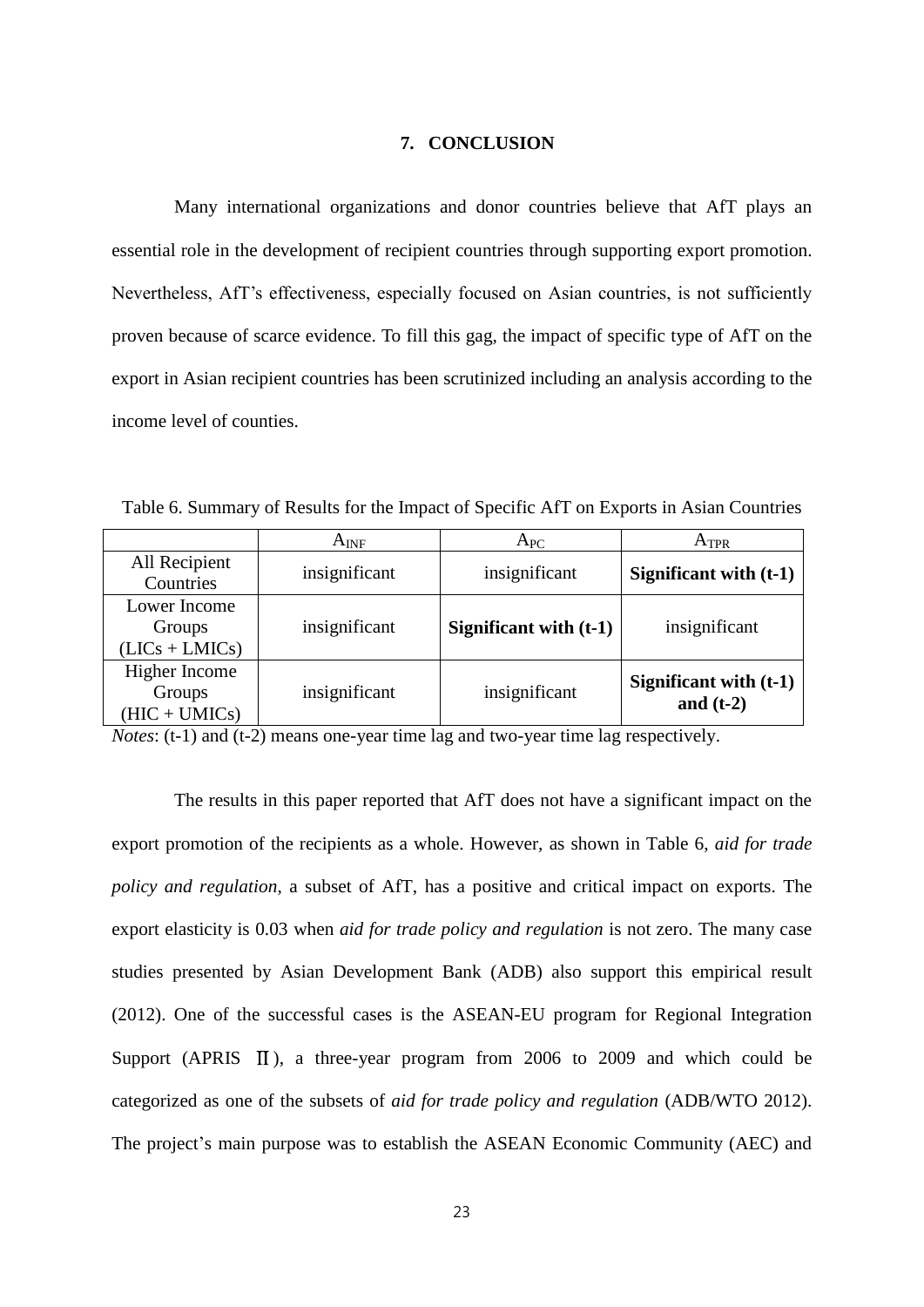## 7. CONCLUSION

Many international organizations and donor countries believe that AfT plays an essential role in the development of recipient countries through supporting export promotion. Nevertheless, AfT's effectiveness, especially focused on Asian countries, is not sufficiently proven because of scarce evidence. To fill this gag, the impact of specific type of AfT on the export in Asian recipient countries has been scrutinized including an analysis according to the income level of counties.

Table 6. Summary of Results for the Impact of Specific AfT on Exports in Asian Countries

| | $A_{INF}$ | $A_{PC}$ | $A_{TPR}$ |
|---|---|---|---|
| All Recipient Countries | insignificant | insignificant | **Significant with (t-1)** |
| Lower Income Groups (LICs + LMICs) | insignificant | **Significant with (t-1)** | insignificant |
| Higher Income Groups (HIC + UMICs) | insignificant | insignificant | **Significant with (t-1) and (t-2)** |

*Notes*: (t-1) and (t-2) means one-year time lag and two-year time lag respectively.

The results in this paper reported that AfT does not have a significant impact on the export promotion of the recipients as a whole. However, as shown in Table 6, *aid for trade policy and regulation*, a subset of AfT, has a positive and critical impact on exports. The export elasticity is 0.03 when *aid for trade policy and regulation* is not zero. The many case studies presented by Asian Development Bank (ADB) also support this empirical result (2012). One of the successful cases is the ASEAN-EU program for Regional Integration Support (APRIS Ⅱ), a three-year program from 2006 to 2009 and which could be categorized as one of the subsets of *aid for trade policy and regulation* (ADB/WTO 2012). The project's main purpose was to establish the ASEAN Economic Community (AEC) and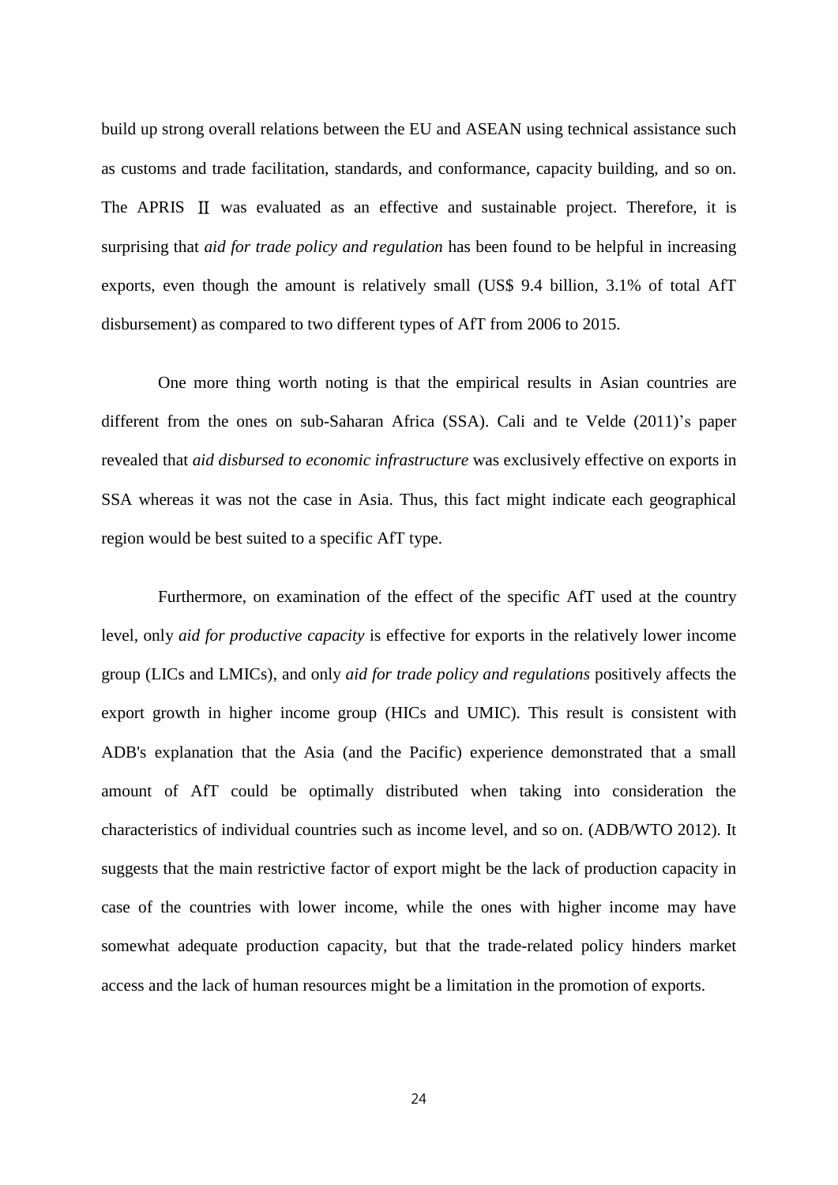build up strong overall relations between the EU and ASEAN using technical assistance such as customs and trade facilitation, standards, and conformance, capacity building, and so on. The APRIS Ⅱ was evaluated as an effective and sustainable project. Therefore, it is surprising that *aid for trade policy and regulation* has been found to be helpful in increasing exports, even though the amount is relatively small (US$ 9.4 billion, 3.1% of total AfT disbursement) as compared to two different types of AfT from 2006 to 2015.

One more thing worth noting is that the empirical results in Asian countries are different from the ones on sub-Saharan Africa (SSA). Cali and te Velde (2011)'s paper revealed that *aid disbursed to economic infrastructure* was exclusively effective on exports in SSA whereas it was not the case in Asia. Thus, this fact might indicate each geographical region would be best suited to a specific AfT type.

Furthermore, on examination of the effect of the specific AfT used at the country level, only *aid for productive capacity* is effective for exports in the relatively lower income group (LICs and LMICs), and only *aid for trade policy and regulations* positively affects the export growth in higher income group (HICs and UMIC). This result is consistent with ADB's explanation that the Asia (and the Pacific) experience demonstrated that a small amount of AfT could be optimally distributed when taking into consideration the characteristics of individual countries such as income level, and so on. (ADB/WTO 2012). It suggests that the main restrictive factor of export might be the lack of production capacity in case of the countries with lower income, while the ones with higher income may have somewhat adequate production capacity, but that the trade-related policy hinders market access and the lack of human resources might be a limitation in the promotion of exports.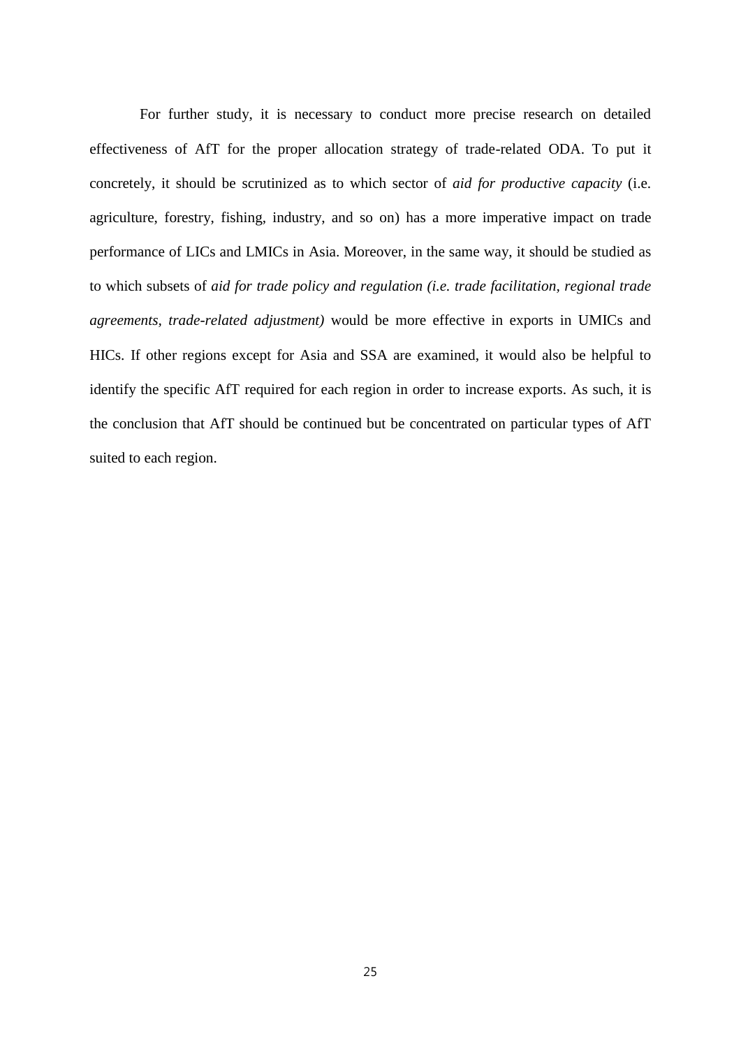For further study, it is necessary to conduct more precise research on detailed effectiveness of AfT for the proper allocation strategy of trade-related ODA. To put it concretely, it should be scrutinized as to which sector of *aid for productive capacity* (i.e. agriculture, forestry, fishing, industry, and so on) has a more imperative impact on trade performance of LICs and LMICs in Asia. Moreover, in the same way, it should be studied as to which subsets of *aid for trade policy and regulation (i.e. trade facilitation, regional trade agreements, trade-related adjustment)* would be more effective in exports in UMICs and HICs. If other regions except for Asia and SSA are examined, it would also be helpful to identify the specific AfT required for each region in order to increase exports. As such, it is the conclusion that AfT should be continued but be concentrated on particular types of AfT suited to each region.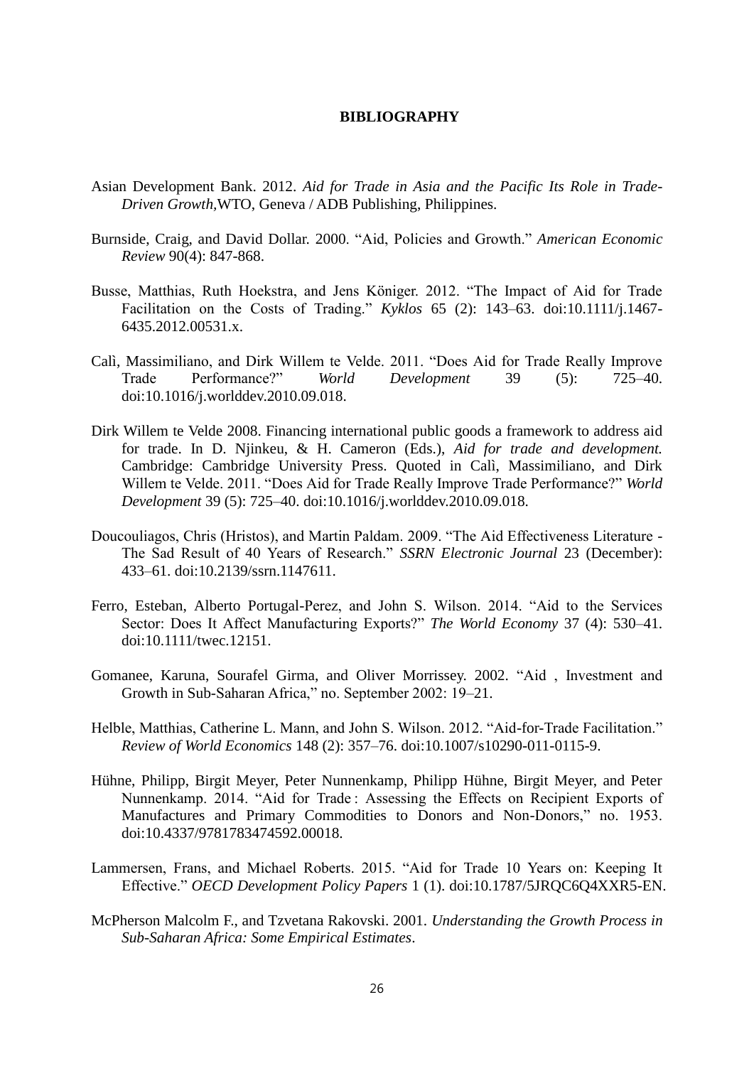# BIBLIOGRAPHY

Asian Development Bank. 2012. *Aid for Trade in Asia and the Pacific Its Role in Trade-Driven Growth,*WTO, Geneva / ADB Publishing, Philippines.

Burnside, Craig, and David Dollar. 2000. "Aid, Policies and Growth." *American Economic Review* 90(4): 847-868.

Busse, Matthias, Ruth Hoekstra, and Jens Königer. 2012. "The Impact of Aid for Trade Facilitation on the Costs of Trading." *Kyklos* 65 (2): 143–63. doi:10.1111/j.1467-6435.2012.00531.x.

Calì, Massimiliano, and Dirk Willem te Velde. 2011. "Does Aid for Trade Really Improve Trade Performance?" *World Development* 39 (5): 725–40. doi:10.1016/j.worlddev.2010.09.018.

Dirk Willem te Velde 2008. Financing international public goods a framework to address aid for trade. In D. Njinkeu, & H. Cameron (Eds.), *Aid for trade and development.* Cambridge: Cambridge University Press. Quoted in Calì, Massimiliano, and Dirk Willem te Velde. 2011. "Does Aid for Trade Really Improve Trade Performance?" *World Development* 39 (5): 725–40. doi:10.1016/j.worlddev.2010.09.018.

Doucouliagos, Chris (Hristos), and Martin Paldam. 2009. "The Aid Effectiveness Literature - The Sad Result of 40 Years of Research." *SSRN Electronic Journal* 23 (December): 433–61. doi:10.2139/ssrn.1147611.

Ferro, Esteban, Alberto Portugal-Perez, and John S. Wilson. 2014. "Aid to the Services Sector: Does It Affect Manufacturing Exports?" *The World Economy* 37 (4): 530–41. doi:10.1111/twec.12151.

Gomanee, Karuna, Sourafel Girma, and Oliver Morrissey. 2002. "Aid , Investment and Growth in Sub-Saharan Africa," no. September 2002: 19–21.

Helble, Matthias, Catherine L. Mann, and John S. Wilson. 2012. "Aid-for-Trade Facilitation." *Review of World Economics* 148 (2): 357–76. doi:10.1007/s10290-011-0115-9.

Hühne, Philipp, Birgit Meyer, Peter Nunnenkamp, Philipp Hühne, Birgit Meyer, and Peter Nunnenkamp. 2014. "Aid for Trade : Assessing the Effects on Recipient Exports of Manufactures and Primary Commodities to Donors and Non-Donors," no. 1953. doi:10.4337/9781783474592.00018.

Lammersen, Frans, and Michael Roberts. 2015. "Aid for Trade 10 Years on: Keeping It Effective." *OECD Development Policy Papers* 1 (1). doi:10.1787/5JRQC6Q4XXR5-EN.

McPherson Malcolm F., and Tzvetana Rakovski. 2001. *Understanding the Growth Process in Sub-Saharan Africa: Some Empirical Estimates*.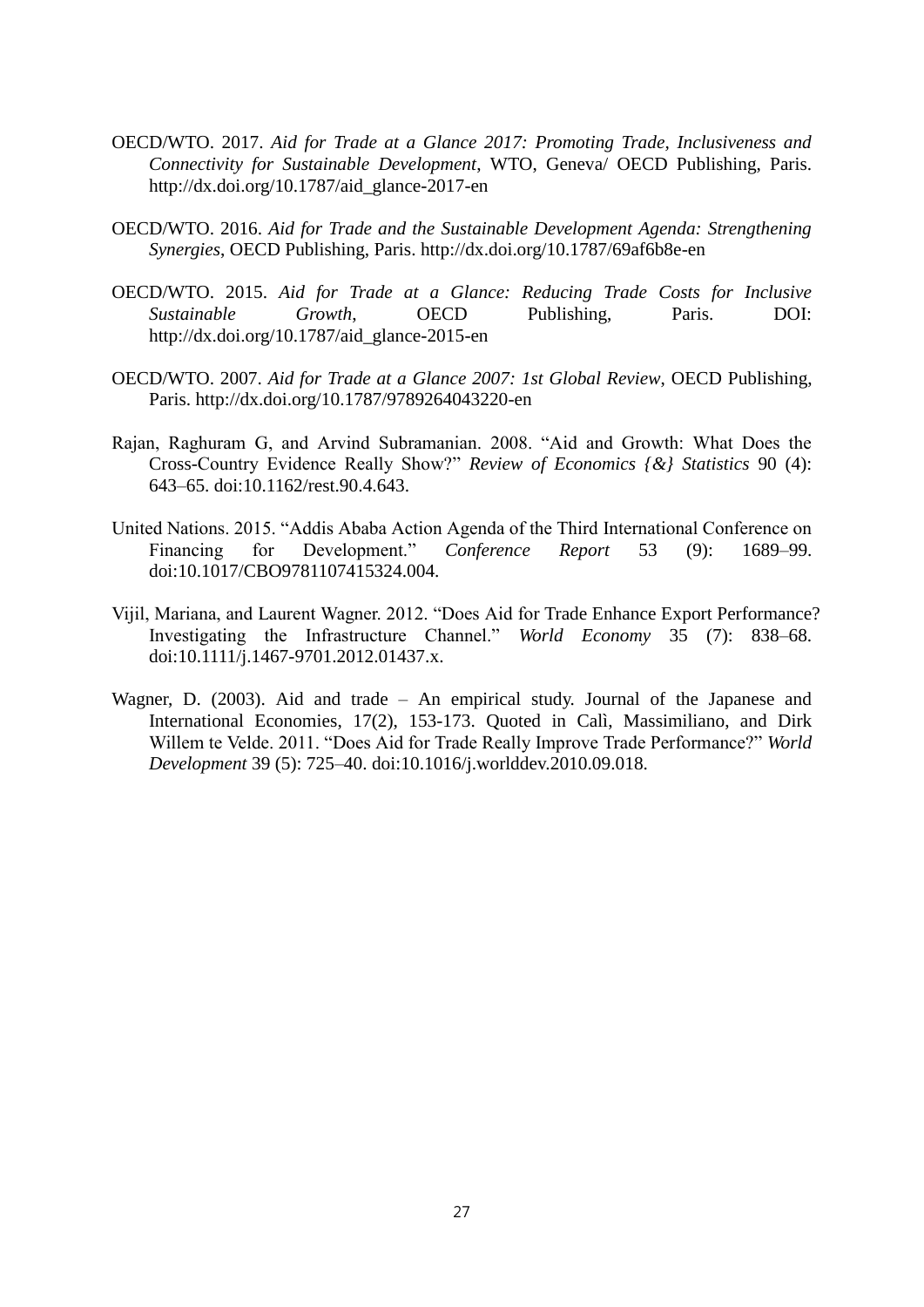OECD/WTO. 2017. *Aid for Trade at a Glance 2017: Promoting Trade, Inclusiveness and Connectivity for Sustainable Development*, WTO, Geneva/ OECD Publishing, Paris. http://dx.doi.org/10.1787/aid_glance-2017-en

OECD/WTO. 2016. *Aid for Trade and the Sustainable Development Agenda: Strengthening Synergies*, OECD Publishing, Paris. http://dx.doi.org/10.1787/69af6b8e-en

OECD/WTO. 2015. *Aid for Trade at a Glance: Reducing Trade Costs for Inclusive Sustainable Growth*, OECD Publishing, Paris. DOI: http://dx.doi.org/10.1787/aid_glance-2015-en

OECD/WTO. 2007. *Aid for Trade at a Glance 2007: 1st Global Review*, OECD Publishing, Paris. http://dx.doi.org/10.1787/9789264043220-en

Rajan, Raghuram G, and Arvind Subramanian. 2008. "Aid and Growth: What Does the Cross-Country Evidence Really Show?" *Review of Economics {&} Statistics* 90 (4): 643–65. doi:10.1162/rest.90.4.643.

United Nations. 2015. "Addis Ababa Action Agenda of the Third International Conference on Financing for Development." *Conference Report* 53 (9): 1689–99. doi:10.1017/CBO9781107415324.004.

Vijil, Mariana, and Laurent Wagner. 2012. "Does Aid for Trade Enhance Export Performance? Investigating the Infrastructure Channel." *World Economy* 35 (7): 838–68. doi:10.1111/j.1467-9701.2012.01437.x.

Wagner, D. (2003). Aid and trade – An empirical study. Journal of the Japanese and International Economies, 17(2), 153-173. Quoted in Calì, Massimiliano, and Dirk Willem te Velde. 2011. "Does Aid for Trade Really Improve Trade Performance?" *World Development* 39 (5): 725–40. doi:10.1016/j.worlddev.2010.09.018.